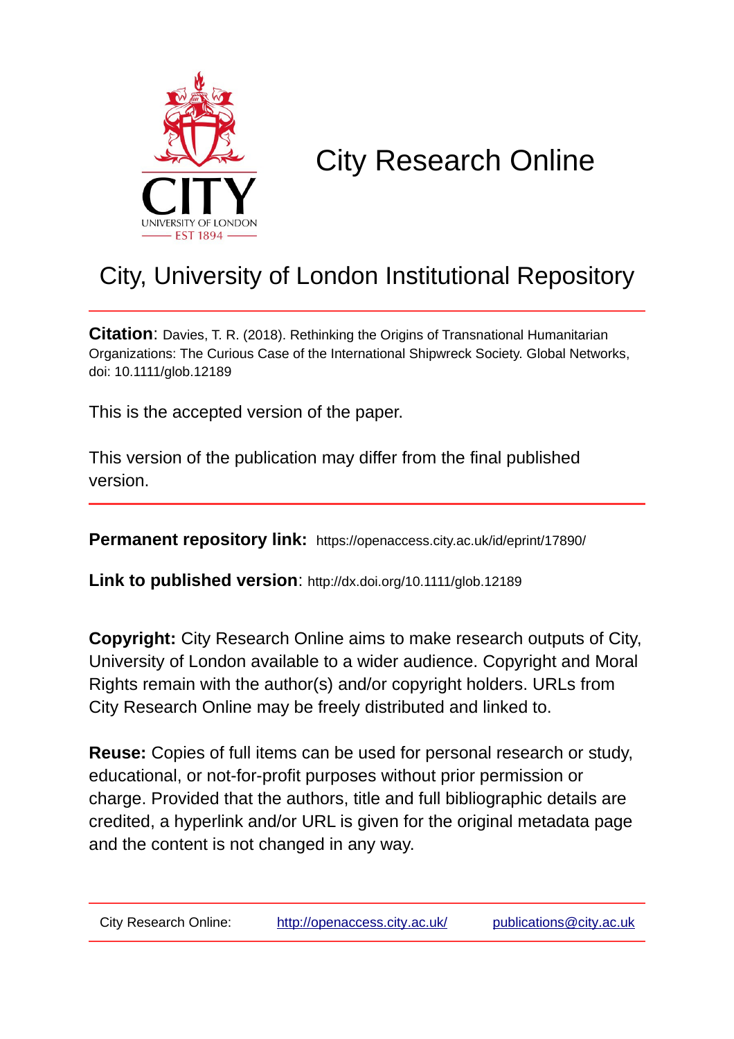# City Research Online

## City, University of London Institutional Repository

**Citation**: Davies, T. R. (2018). Rethinking the Origins of Transnational Humanitarian Organizations: The Curious Case of the International Shipwreck Society. Global Networks, doi: 10.1111/glob.12189

This is the accepted version of the paper.

This version of the publication may differ from the final published version.

**Permanent repository link:** https://openaccess.city.ac.uk/id/eprint/17890/

**Link to published version**: http://dx.doi.org/10.1111/glob.12189

**Copyright:** City Research Online aims to make research outputs of City, University of London available to a wider audience. Copyright and Moral Rights remain with the author(s) and/or copyright holders. URLs from City Research Online may be freely distributed and linked to.

**Reuse:** Copies of full items can be used for personal research or study, educational, or not-for-profit purposes without prior permission or charge. Provided that the authors, title and full bibliographic details are credited, a hyperlink and/or URL is given for the original metadata page and the content is not changed in any way.

City Research Online: http://openaccess.city.ac.uk/ publications@city.ac.uk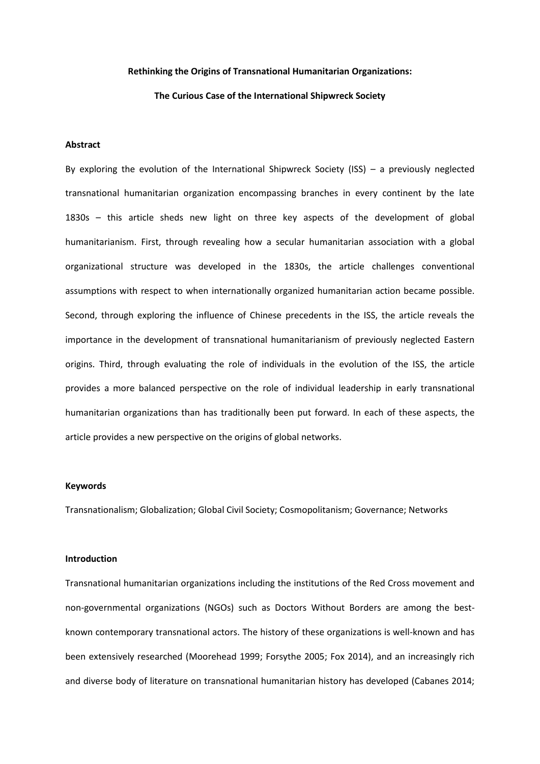**Rethinking the Origins of Transnational Humanitarian Organizations:**

**The Curious Case of the International Shipwreck Society**

## Abstract

By exploring the evolution of the International Shipwreck Society (ISS) – a previously neglected transnational humanitarian organization encompassing branches in every continent by the late 1830s – this article sheds new light on three key aspects of the development of global humanitarianism. First, through revealing how a secular humanitarian association with a global organizational structure was developed in the 1830s, the article challenges conventional assumptions with respect to when internationally organized humanitarian action became possible. Second, through exploring the influence of Chinese precedents in the ISS, the article reveals the importance in the development of transnational humanitarianism of previously neglected Eastern origins. Third, through evaluating the role of individuals in the evolution of the ISS, the article provides a more balanced perspective on the role of individual leadership in early transnational humanitarian organizations than has traditionally been put forward. In each of these aspects, the article provides a new perspective on the origins of global networks.

## Keywords

Transnationalism; Globalization; Global Civil Society; Cosmopolitanism; Governance; Networks

## Introduction

Transnational humanitarian organizations including the institutions of the Red Cross movement and non-governmental organizations (NGOs) such as Doctors Without Borders are among the best-known contemporary transnational actors. The history of these organizations is well-known and has been extensively researched (Moorehead 1999; Forsythe 2005; Fox 2014), and an increasingly rich and diverse body of literature on transnational humanitarian history has developed (Cabanes 2014;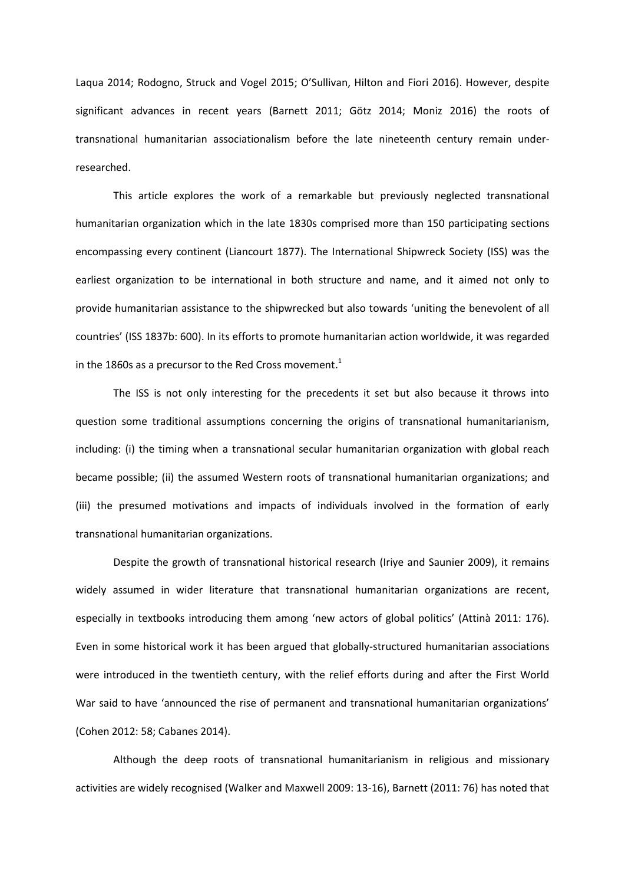Laqua 2014; Rodogno, Struck and Vogel 2015; O'Sullivan, Hilton and Fiori 2016). However, despite significant advances in recent years (Barnett 2011; Götz 2014; Moniz 2016) the roots of transnational humanitarian associationalism before the late nineteenth century remain under-researched.

This article explores the work of a remarkable but previously neglected transnational humanitarian organization which in the late 1830s comprised more than 150 participating sections encompassing every continent (Liancourt 1877). The International Shipwreck Society (ISS) was the earliest organization to be international in both structure and name, and it aimed not only to provide humanitarian assistance to the shipwrecked but also towards 'uniting the benevolent of all countries' (ISS 1837b: 600). In its efforts to promote humanitarian action worldwide, it was regarded in the 1860s as a precursor to the Red Cross movement.[1]

The ISS is not only interesting for the precedents it set but also because it throws into question some traditional assumptions concerning the origins of transnational humanitarianism, including: (i) the timing when a transnational secular humanitarian organization with global reach became possible; (ii) the assumed Western roots of transnational humanitarian organizations; and (iii) the presumed motivations and impacts of individuals involved in the formation of early transnational humanitarian organizations.

Despite the growth of transnational historical research (Iriye and Saunier 2009), it remains widely assumed in wider literature that transnational humanitarian organizations are recent, especially in textbooks introducing them among 'new actors of global politics' (Attinà 2011: 176). Even in some historical work it has been argued that globally-structured humanitarian associations were introduced in the twentieth century, with the relief efforts during and after the First World War said to have 'announced the rise of permanent and transnational humanitarian organizations' (Cohen 2012: 58; Cabanes 2014).

Although the deep roots of transnational humanitarianism in religious and missionary activities are widely recognised (Walker and Maxwell 2009: 13-16), Barnett (2011: 76) has noted that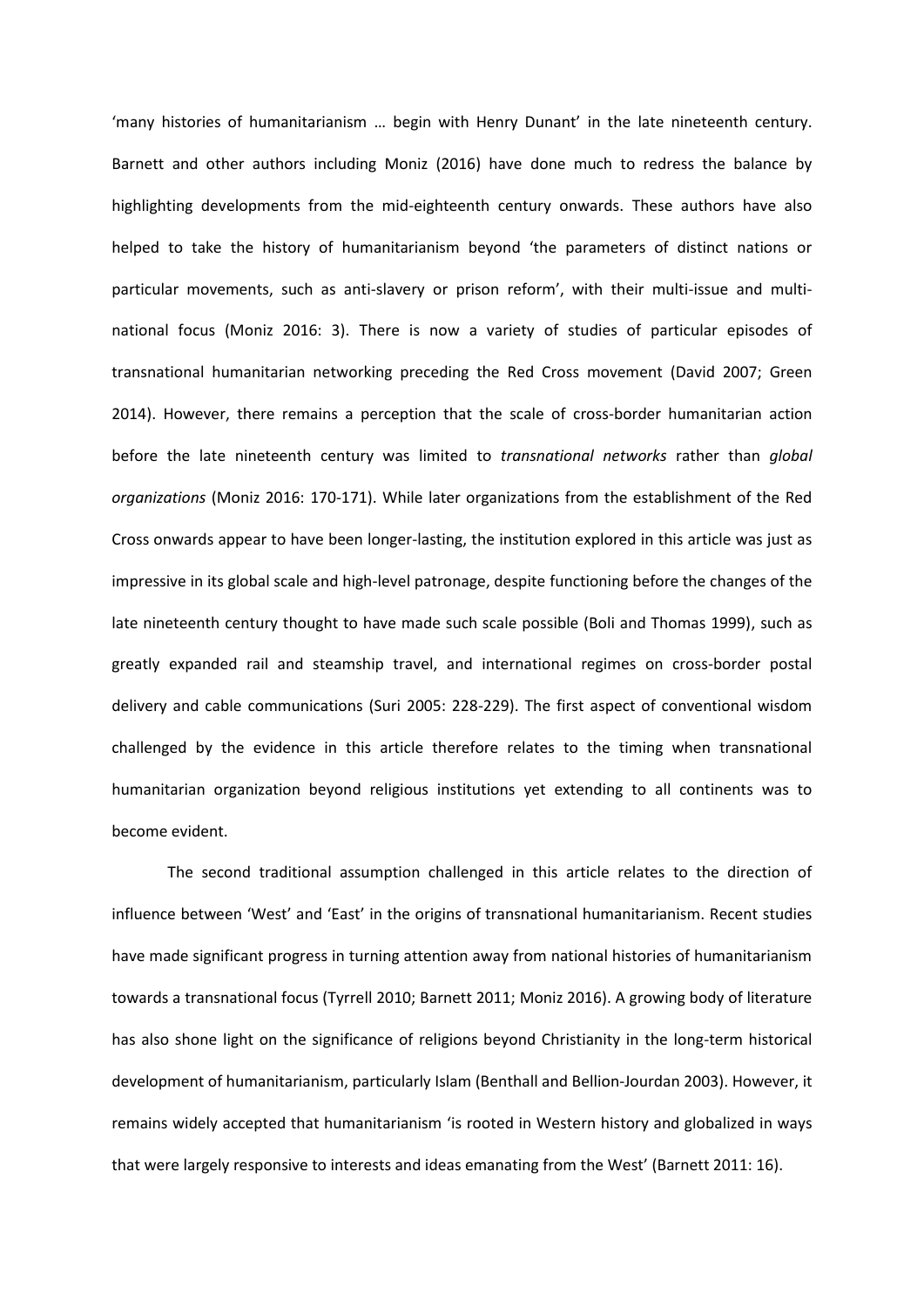'many histories of humanitarianism … begin with Henry Dunant' in the late nineteenth century. Barnett and other authors including Moniz (2016) have done much to redress the balance by highlighting developments from the mid-eighteenth century onwards. These authors have also helped to take the history of humanitarianism beyond 'the parameters of distinct nations or particular movements, such as anti-slavery or prison reform', with their multi-issue and multi-national focus (Moniz 2016: 3). There is now a variety of studies of particular episodes of transnational humanitarian networking preceding the Red Cross movement (David 2007; Green 2014). However, there remains a perception that the scale of cross-border humanitarian action before the late nineteenth century was limited to *transnational networks* rather than *global organizations* (Moniz 2016: 170-171). While later organizations from the establishment of the Red Cross onwards appear to have been longer-lasting, the institution explored in this article was just as impressive in its global scale and high-level patronage, despite functioning before the changes of the late nineteenth century thought to have made such scale possible (Boli and Thomas 1999), such as greatly expanded rail and steamship travel, and international regimes on cross-border postal delivery and cable communications (Suri 2005: 228-229). The first aspect of conventional wisdom challenged by the evidence in this article therefore relates to the timing when transnational humanitarian organization beyond religious institutions yet extending to all continents was to become evident.

The second traditional assumption challenged in this article relates to the direction of influence between 'West' and 'East' in the origins of transnational humanitarianism. Recent studies have made significant progress in turning attention away from national histories of humanitarianism towards a transnational focus (Tyrrell 2010; Barnett 2011; Moniz 2016). A growing body of literature has also shone light on the significance of religions beyond Christianity in the long-term historical development of humanitarianism, particularly Islam (Benthall and Bellion-Jourdan 2003). However, it remains widely accepted that humanitarianism 'is rooted in Western history and globalized in ways that were largely responsive to interests and ideas emanating from the West' (Barnett 2011: 16).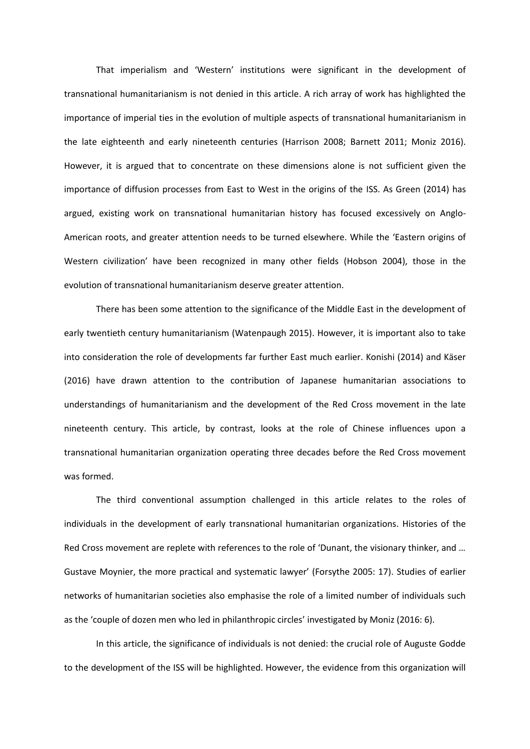That imperialism and 'Western' institutions were significant in the development of transnational humanitarianism is not denied in this article. A rich array of work has highlighted the importance of imperial ties in the evolution of multiple aspects of transnational humanitarianism in the late eighteenth and early nineteenth centuries (Harrison 2008; Barnett 2011; Moniz 2016). However, it is argued that to concentrate on these dimensions alone is not sufficient given the importance of diffusion processes from East to West in the origins of the ISS. As Green (2014) has argued, existing work on transnational humanitarian history has focused excessively on Anglo-American roots, and greater attention needs to be turned elsewhere. While the 'Eastern origins of Western civilization' have been recognized in many other fields (Hobson 2004), those in the evolution of transnational humanitarianism deserve greater attention.

There has been some attention to the significance of the Middle East in the development of early twentieth century humanitarianism (Watenpaugh 2015). However, it is important also to take into consideration the role of developments far further East much earlier. Konishi (2014) and Käser (2016) have drawn attention to the contribution of Japanese humanitarian associations to understandings of humanitarianism and the development of the Red Cross movement in the late nineteenth century. This article, by contrast, looks at the role of Chinese influences upon a transnational humanitarian organization operating three decades before the Red Cross movement was formed.

The third conventional assumption challenged in this article relates to the roles of individuals in the development of early transnational humanitarian organizations. Histories of the Red Cross movement are replete with references to the role of 'Dunant, the visionary thinker, and … Gustave Moynier, the more practical and systematic lawyer' (Forsythe 2005: 17). Studies of earlier networks of humanitarian societies also emphasise the role of a limited number of individuals such as the 'couple of dozen men who led in philanthropic circles' investigated by Moniz (2016: 6).

In this article, the significance of individuals is not denied: the crucial role of Auguste Godde to the development of the ISS will be highlighted. However, the evidence from this organization will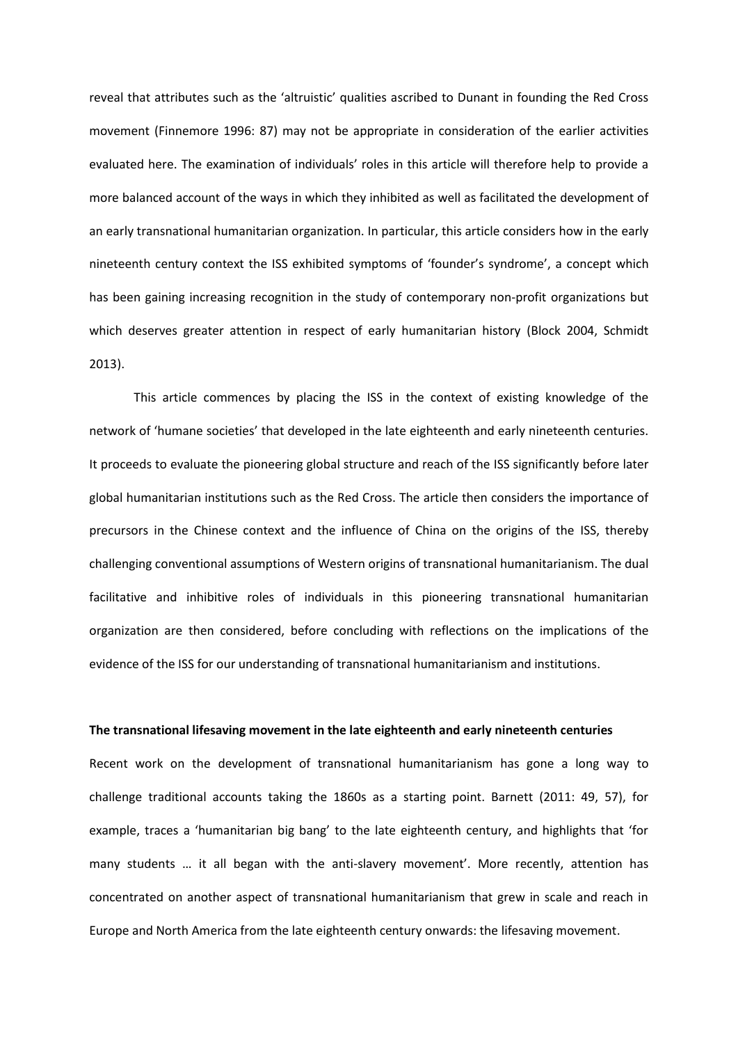reveal that attributes such as the 'altruistic' qualities ascribed to Dunant in founding the Red Cross movement (Finnemore 1996: 87) may not be appropriate in consideration of the earlier activities evaluated here. The examination of individuals' roles in this article will therefore help to provide a more balanced account of the ways in which they inhibited as well as facilitated the development of an early transnational humanitarian organization. In particular, this article considers how in the early nineteenth century context the ISS exhibited symptoms of 'founder's syndrome', a concept which has been gaining increasing recognition in the study of contemporary non-profit organizations but which deserves greater attention in respect of early humanitarian history (Block 2004, Schmidt 2013).

This article commences by placing the ISS in the context of existing knowledge of the network of 'humane societies' that developed in the late eighteenth and early nineteenth centuries. It proceeds to evaluate the pioneering global structure and reach of the ISS significantly before later global humanitarian institutions such as the Red Cross. The article then considers the importance of precursors in the Chinese context and the influence of China on the origins of the ISS, thereby challenging conventional assumptions of Western origins of transnational humanitarianism. The dual facilitative and inhibitive roles of individuals in this pioneering transnational humanitarian organization are then considered, before concluding with reflections on the implications of the evidence of the ISS for our understanding of transnational humanitarianism and institutions.

**The transnational lifesaving movement in the late eighteenth and early nineteenth centuries**

Recent work on the development of transnational humanitarianism has gone a long way to challenge traditional accounts taking the 1860s as a starting point. Barnett (2011: 49, 57), for example, traces a 'humanitarian big bang' to the late eighteenth century, and highlights that 'for many students … it all began with the anti-slavery movement'. More recently, attention has concentrated on another aspect of transnational humanitarianism that grew in scale and reach in Europe and North America from the late eighteenth century onwards: the lifesaving movement.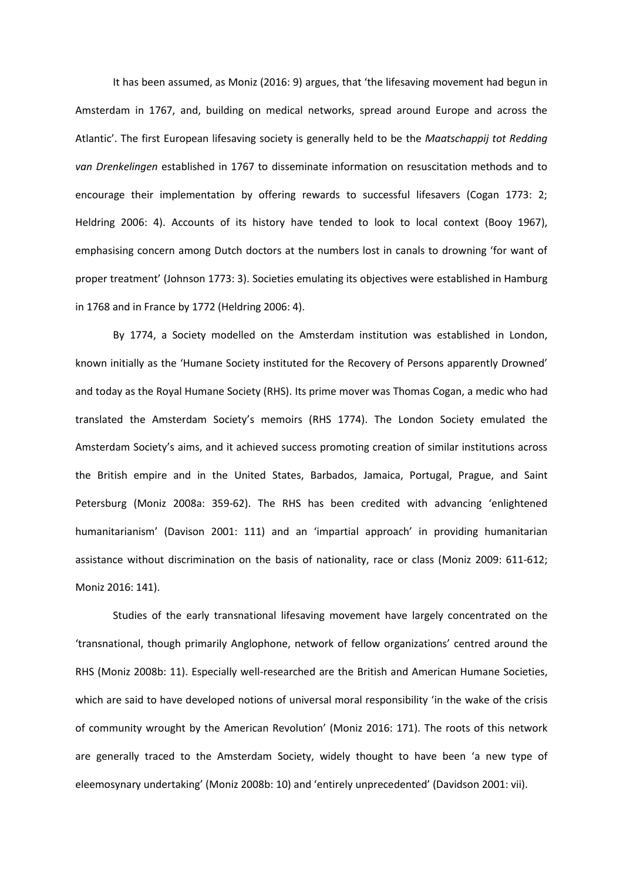It has been assumed, as Moniz (2016: 9) argues, that 'the lifesaving movement had begun in Amsterdam in 1767, and, building on medical networks, spread around Europe and across the Atlantic'. The first European lifesaving society is generally held to be the *Maatschappij tot Redding van Drenkelingen* established in 1767 to disseminate information on resuscitation methods and to encourage their implementation by offering rewards to successful lifesavers (Cogan 1773: 2; Heldring 2006: 4). Accounts of its history have tended to look to local context (Booy 1967), emphasising concern among Dutch doctors at the numbers lost in canals to drowning 'for want of proper treatment' (Johnson 1773: 3). Societies emulating its objectives were established in Hamburg in 1768 and in France by 1772 (Heldring 2006: 4).

By 1774, a Society modelled on the Amsterdam institution was established in London, known initially as the 'Humane Society instituted for the Recovery of Persons apparently Drowned' and today as the Royal Humane Society (RHS). Its prime mover was Thomas Cogan, a medic who had translated the Amsterdam Society's memoirs (RHS 1774). The London Society emulated the Amsterdam Society's aims, and it achieved success promoting creation of similar institutions across the British empire and in the United States, Barbados, Jamaica, Portugal, Prague, and Saint Petersburg (Moniz 2008a: 359-62). The RHS has been credited with advancing 'enlightened humanitarianism' (Davison 2001: 111) and an 'impartial approach' in providing humanitarian assistance without discrimination on the basis of nationality, race or class (Moniz 2009: 611-612; Moniz 2016: 141).

Studies of the early transnational lifesaving movement have largely concentrated on the 'transnational, though primarily Anglophone, network of fellow organizations' centred around the RHS (Moniz 2008b: 11). Especially well-researched are the British and American Humane Societies, which are said to have developed notions of universal moral responsibility 'in the wake of the crisis of community wrought by the American Revolution' (Moniz 2016: 171). The roots of this network are generally traced to the Amsterdam Society, widely thought to have been 'a new type of eleemosynary undertaking' (Moniz 2008b: 10) and 'entirely unprecedented' (Davidson 2001: vii).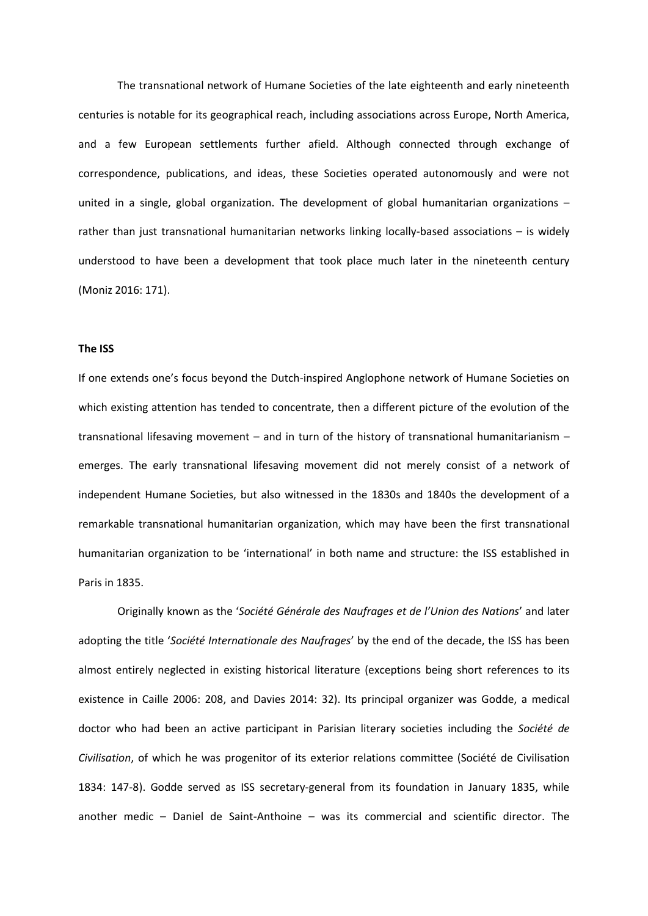The transnational network of Humane Societies of the late eighteenth and early nineteenth centuries is notable for its geographical reach, including associations across Europe, North America, and a few European settlements further afield. Although connected through exchange of correspondence, publications, and ideas, these Societies operated autonomously and were not united in a single, global organization. The development of global humanitarian organizations – rather than just transnational humanitarian networks linking locally-based associations – is widely understood to have been a development that took place much later in the nineteenth century (Moniz 2016: 171).

**The ISS**

If one extends one's focus beyond the Dutch-inspired Anglophone network of Humane Societies on which existing attention has tended to concentrate, then a different picture of the evolution of the transnational lifesaving movement – and in turn of the history of transnational humanitarianism – emerges. The early transnational lifesaving movement did not merely consist of a network of independent Humane Societies, but also witnessed in the 1830s and 1840s the development of a remarkable transnational humanitarian organization, which may have been the first transnational humanitarian organization to be 'international' in both name and structure: the ISS established in Paris in 1835.

Originally known as the '*Société Générale des Naufrages et de l'Union des Nations*' and later adopting the title '*Société Internationale des Naufrages*' by the end of the decade, the ISS has been almost entirely neglected in existing historical literature (exceptions being short references to its existence in Caille 2006: 208, and Davies 2014: 32). Its principal organizer was Godde, a medical doctor who had been an active participant in Parisian literary societies including the *Société de Civilisation*, of which he was progenitor of its exterior relations committee (Société de Civilisation 1834: 147-8). Godde served as ISS secretary-general from its foundation in January 1835, while another medic – Daniel de Saint-Anthoine – was its commercial and scientific director. The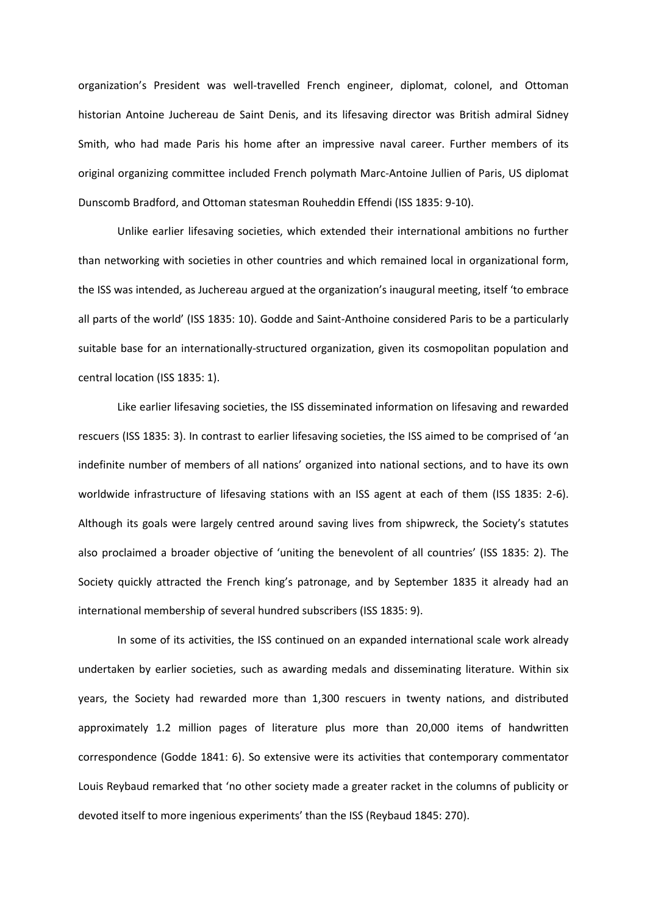organization's President was well-travelled French engineer, diplomat, colonel, and Ottoman historian Antoine Juchereau de Saint Denis, and its lifesaving director was British admiral Sidney Smith, who had made Paris his home after an impressive naval career. Further members of its original organizing committee included French polymath Marc-Antoine Jullien of Paris, US diplomat Dunscomb Bradford, and Ottoman statesman Rouheddin Effendi (ISS 1835: 9-10).

Unlike earlier lifesaving societies, which extended their international ambitions no further than networking with societies in other countries and which remained local in organizational form, the ISS was intended, as Juchereau argued at the organization's inaugural meeting, itself 'to embrace all parts of the world' (ISS 1835: 10). Godde and Saint-Anthoine considered Paris to be a particularly suitable base for an internationally-structured organization, given its cosmopolitan population and central location (ISS 1835: 1).

Like earlier lifesaving societies, the ISS disseminated information on lifesaving and rewarded rescuers (ISS 1835: 3). In contrast to earlier lifesaving societies, the ISS aimed to be comprised of 'an indefinite number of members of all nations' organized into national sections, and to have its own worldwide infrastructure of lifesaving stations with an ISS agent at each of them (ISS 1835: 2-6). Although its goals were largely centred around saving lives from shipwreck, the Society's statutes also proclaimed a broader objective of 'uniting the benevolent of all countries' (ISS 1835: 2). The Society quickly attracted the French king's patronage, and by September 1835 it already had an international membership of several hundred subscribers (ISS 1835: 9).

In some of its activities, the ISS continued on an expanded international scale work already undertaken by earlier societies, such as awarding medals and disseminating literature. Within six years, the Society had rewarded more than 1,300 rescuers in twenty nations, and distributed approximately 1.2 million pages of literature plus more than 20,000 items of handwritten correspondence (Godde 1841: 6). So extensive were its activities that contemporary commentator Louis Reybaud remarked that 'no other society made a greater racket in the columns of publicity or devoted itself to more ingenious experiments' than the ISS (Reybaud 1845: 270).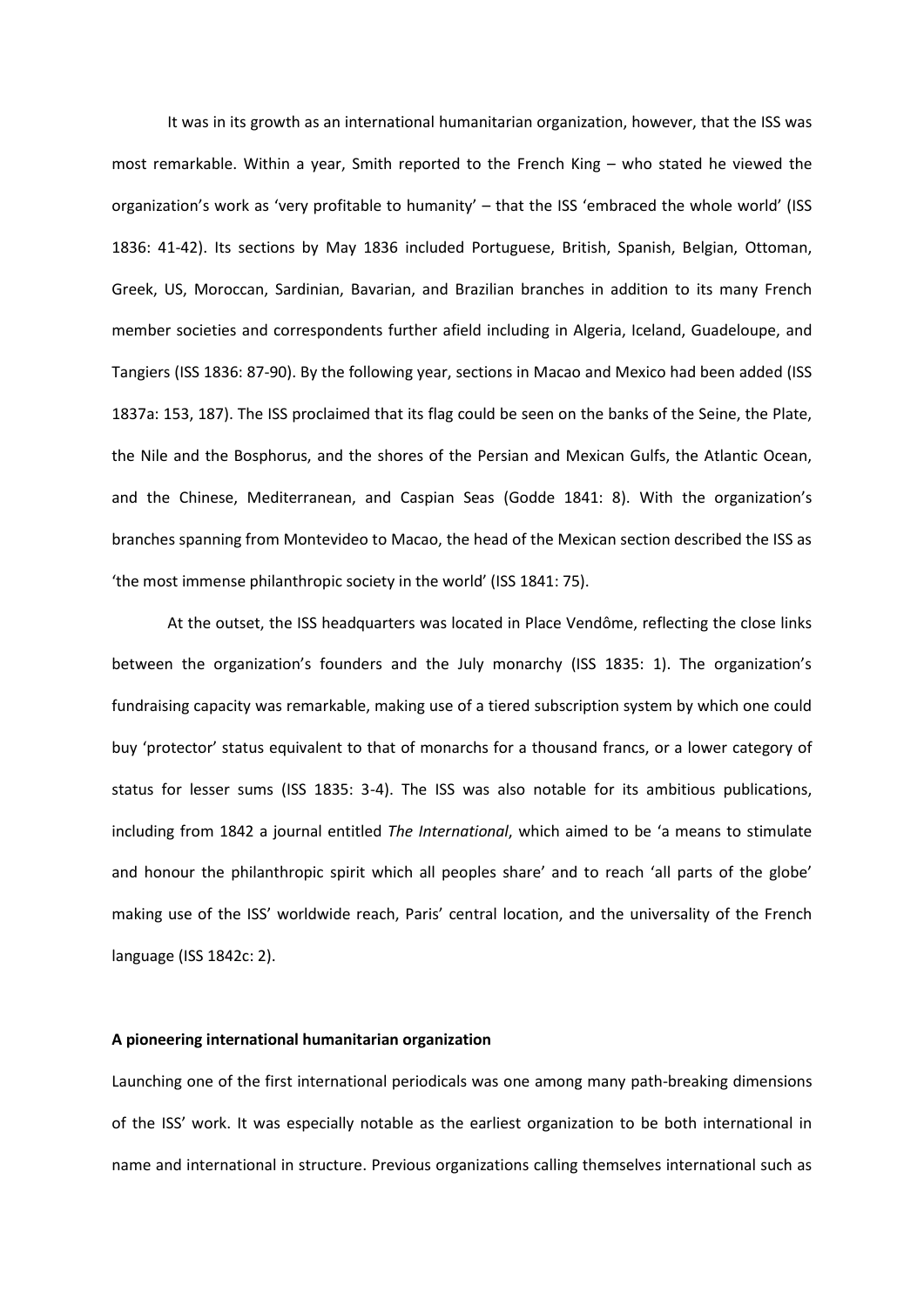It was in its growth as an international humanitarian organization, however, that the ISS was most remarkable. Within a year, Smith reported to the French King – who stated he viewed the organization's work as 'very profitable to humanity' – that the ISS 'embraced the whole world' (ISS 1836: 41-42). Its sections by May 1836 included Portuguese, British, Spanish, Belgian, Ottoman, Greek, US, Moroccan, Sardinian, Bavarian, and Brazilian branches in addition to its many French member societies and correspondents further afield including in Algeria, Iceland, Guadeloupe, and Tangiers (ISS 1836: 87-90). By the following year, sections in Macao and Mexico had been added (ISS 1837a: 153, 187). The ISS proclaimed that its flag could be seen on the banks of the Seine, the Plate, the Nile and the Bosphorus, and the shores of the Persian and Mexican Gulfs, the Atlantic Ocean, and the Chinese, Mediterranean, and Caspian Seas (Godde 1841: 8). With the organization's branches spanning from Montevideo to Macao, the head of the Mexican section described the ISS as 'the most immense philanthropic society in the world' (ISS 1841: 75).

At the outset, the ISS headquarters was located in Place Vendôme, reflecting the close links between the organization's founders and the July monarchy (ISS 1835: 1). The organization's fundraising capacity was remarkable, making use of a tiered subscription system by which one could buy 'protector' status equivalent to that of monarchs for a thousand francs, or a lower category of status for lesser sums (ISS 1835: 3-4). The ISS was also notable for its ambitious publications, including from 1842 a journal entitled *The International*, which aimed to be 'a means to stimulate and honour the philanthropic spirit which all peoples share' and to reach 'all parts of the globe' making use of the ISS' worldwide reach, Paris' central location, and the universality of the French language (ISS 1842c: 2).

**A pioneering international humanitarian organization**

Launching one of the first international periodicals was one among many path-breaking dimensions of the ISS' work. It was especially notable as the earliest organization to be both international in name and international in structure. Previous organizations calling themselves international such as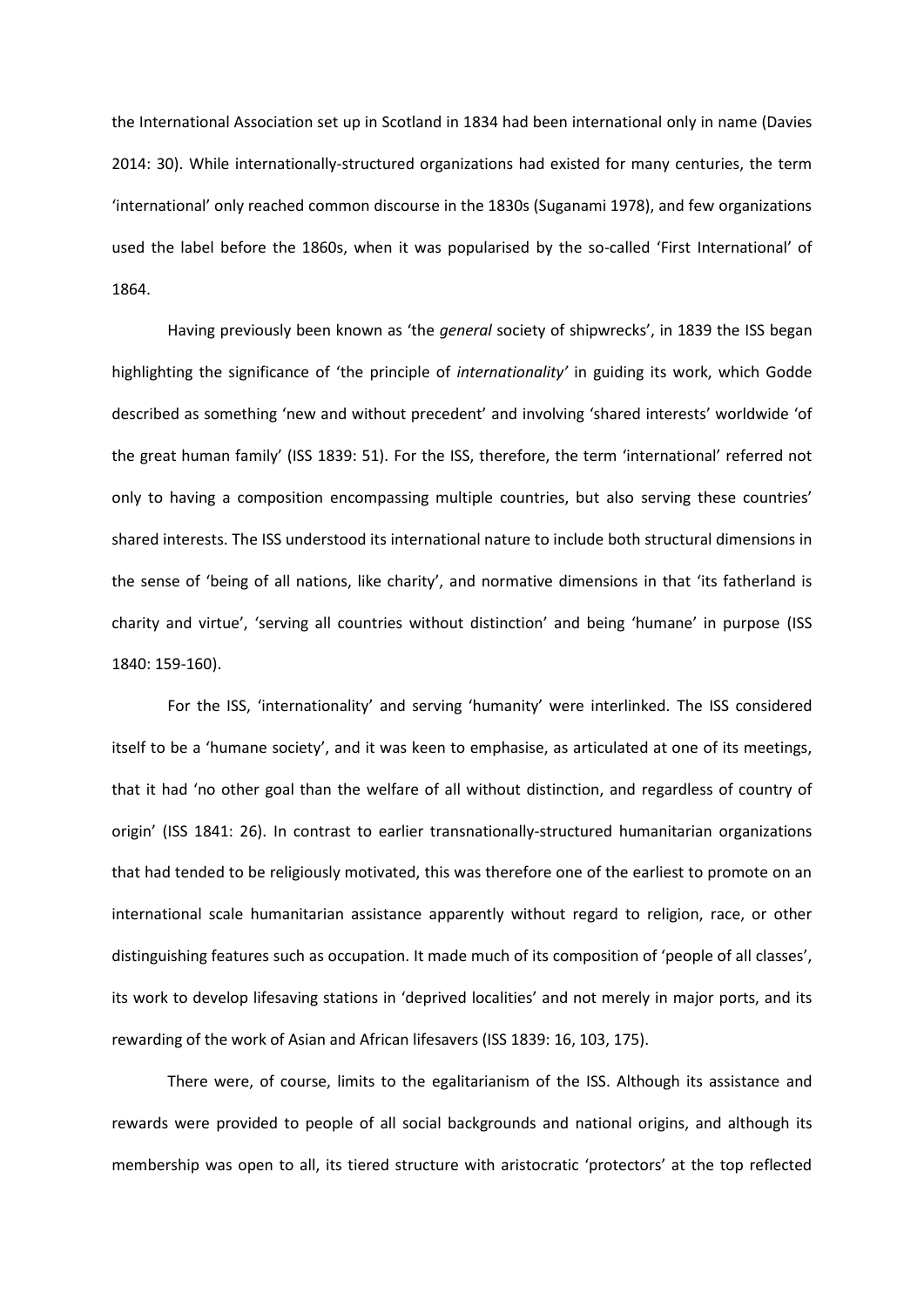the International Association set up in Scotland in 1834 had been international only in name (Davies 2014: 30). While internationally-structured organizations had existed for many centuries, the term 'international' only reached common discourse in the 1830s (Suganami 1978), and few organizations used the label before the 1860s, when it was popularised by the so-called 'First International' of 1864.

Having previously been known as 'the *general* society of shipwrecks', in 1839 the ISS began highlighting the significance of 'the principle of *internationality'* in guiding its work, which Godde described as something 'new and without precedent' and involving 'shared interests' worldwide 'of the great human family' (ISS 1839: 51). For the ISS, therefore, the term 'international' referred not only to having a composition encompassing multiple countries, but also serving these countries' shared interests. The ISS understood its international nature to include both structural dimensions in the sense of 'being of all nations, like charity', and normative dimensions in that 'its fatherland is charity and virtue', 'serving all countries without distinction' and being 'humane' in purpose (ISS 1840: 159-160).

For the ISS, 'internationality' and serving 'humanity' were interlinked. The ISS considered itself to be a 'humane society', and it was keen to emphasise, as articulated at one of its meetings, that it had 'no other goal than the welfare of all without distinction, and regardless of country of origin' (ISS 1841: 26). In contrast to earlier transnationally-structured humanitarian organizations that had tended to be religiously motivated, this was therefore one of the earliest to promote on an international scale humanitarian assistance apparently without regard to religion, race, or other distinguishing features such as occupation. It made much of its composition of 'people of all classes', its work to develop lifesaving stations in 'deprived localities' and not merely in major ports, and its rewarding of the work of Asian and African lifesavers (ISS 1839: 16, 103, 175).

There were, of course, limits to the egalitarianism of the ISS. Although its assistance and rewards were provided to people of all social backgrounds and national origins, and although its membership was open to all, its tiered structure with aristocratic 'protectors' at the top reflected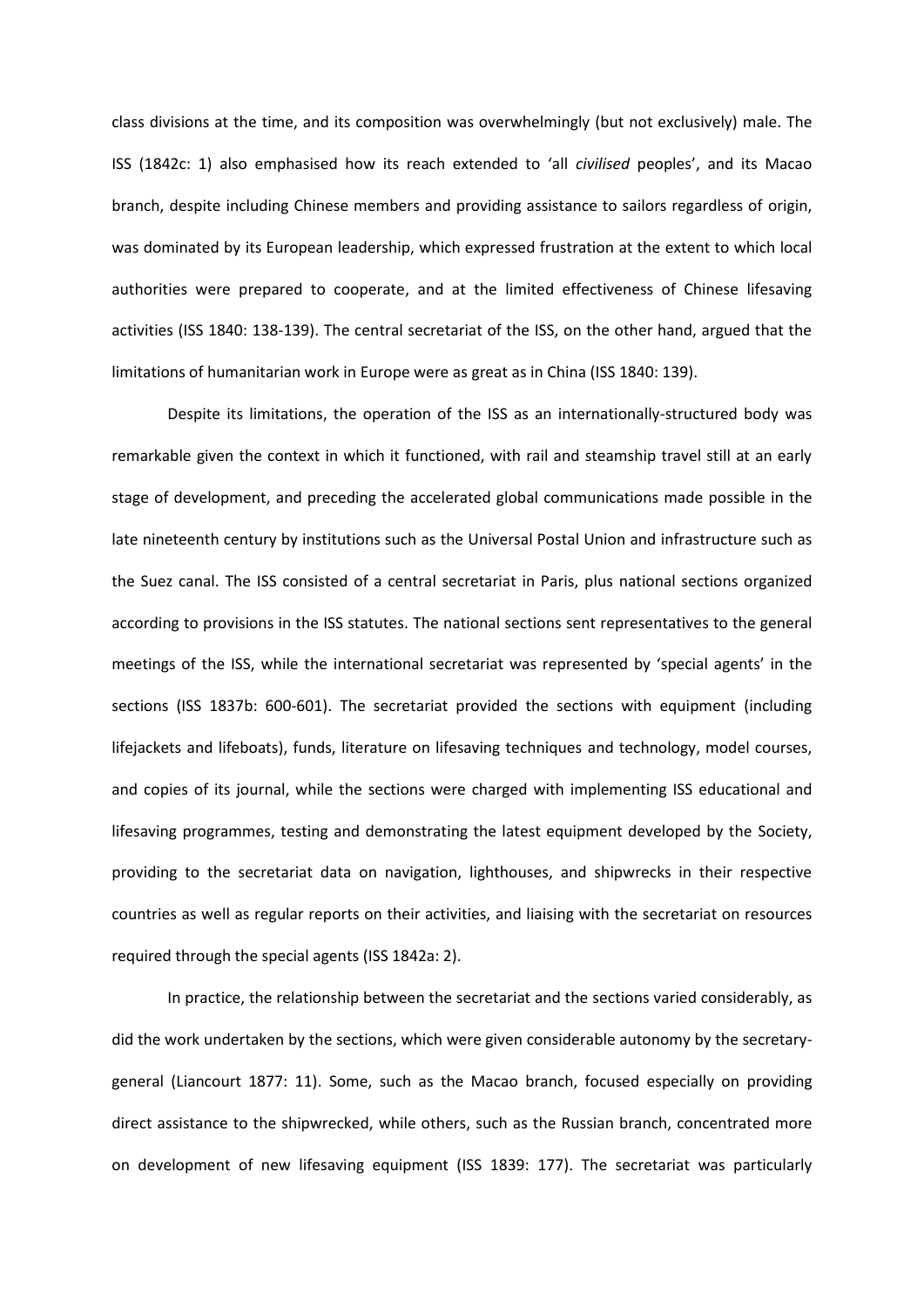class divisions at the time, and its composition was overwhelmingly (but not exclusively) male. The ISS (1842c: 1) also emphasised how its reach extended to 'all *civilised* peoples', and its Macao branch, despite including Chinese members and providing assistance to sailors regardless of origin, was dominated by its European leadership, which expressed frustration at the extent to which local authorities were prepared to cooperate, and at the limited effectiveness of Chinese lifesaving activities (ISS 1840: 138-139). The central secretariat of the ISS, on the other hand, argued that the limitations of humanitarian work in Europe were as great as in China (ISS 1840: 139).

Despite its limitations, the operation of the ISS as an internationally-structured body was remarkable given the context in which it functioned, with rail and steamship travel still at an early stage of development, and preceding the accelerated global communications made possible in the late nineteenth century by institutions such as the Universal Postal Union and infrastructure such as the Suez canal. The ISS consisted of a central secretariat in Paris, plus national sections organized according to provisions in the ISS statutes. The national sections sent representatives to the general meetings of the ISS, while the international secretariat was represented by 'special agents' in the sections (ISS 1837b: 600-601). The secretariat provided the sections with equipment (including lifejackets and lifeboats), funds, literature on lifesaving techniques and technology, model courses, and copies of its journal, while the sections were charged with implementing ISS educational and lifesaving programmes, testing and demonstrating the latest equipment developed by the Society, providing to the secretariat data on navigation, lighthouses, and shipwrecks in their respective countries as well as regular reports on their activities, and liaising with the secretariat on resources required through the special agents (ISS 1842a: 2).

In practice, the relationship between the secretariat and the sections varied considerably, as did the work undertaken by the sections, which were given considerable autonomy by the secretary-general (Liancourt 1877: 11). Some, such as the Macao branch, focused especially on providing direct assistance to the shipwrecked, while others, such as the Russian branch, concentrated more on development of new lifesaving equipment (ISS 1839: 177). The secretariat was particularly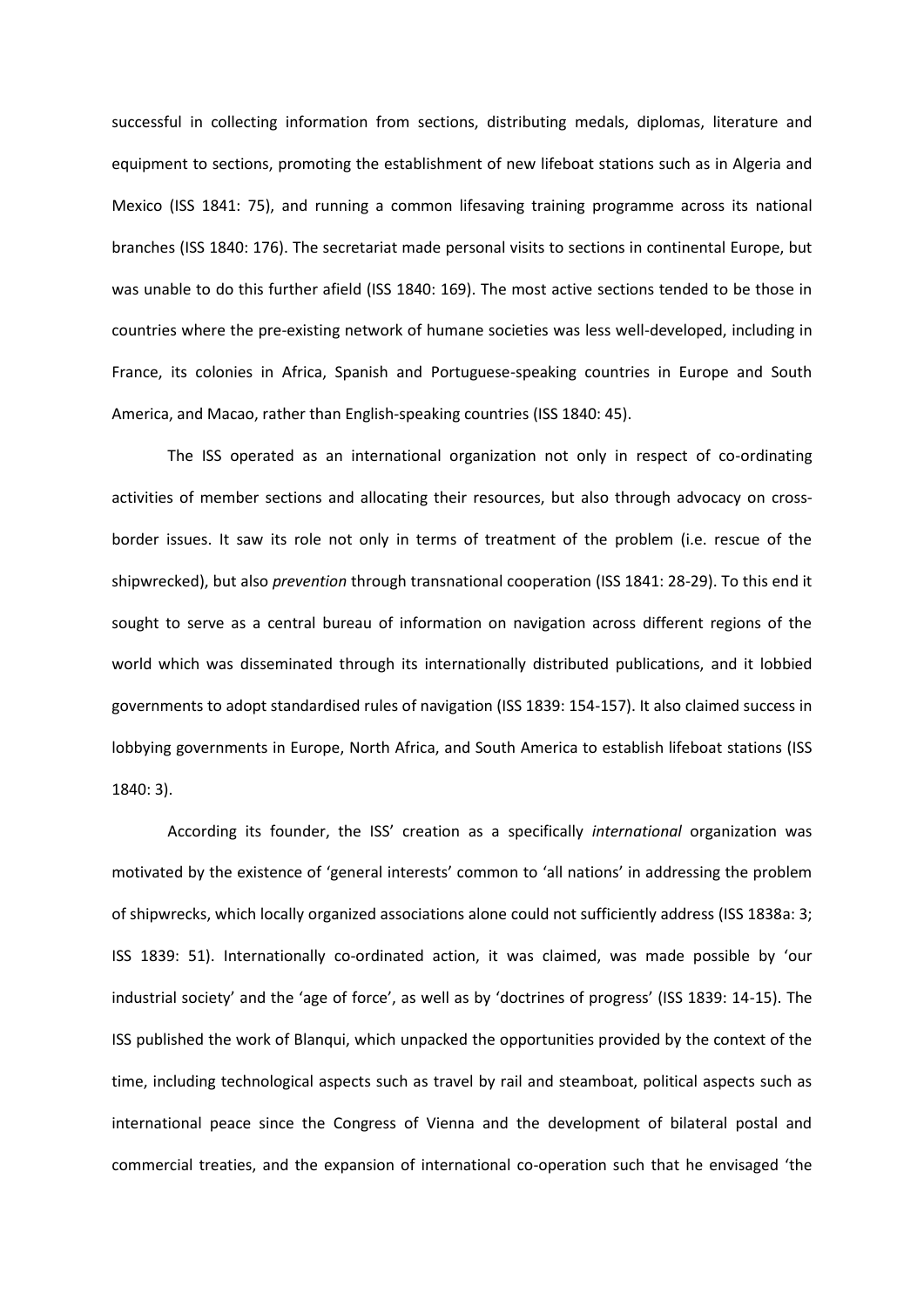successful in collecting information from sections, distributing medals, diplomas, literature and equipment to sections, promoting the establishment of new lifeboat stations such as in Algeria and Mexico (ISS 1841: 75), and running a common lifesaving training programme across its national branches (ISS 1840: 176). The secretariat made personal visits to sections in continental Europe, but was unable to do this further afield (ISS 1840: 169). The most active sections tended to be those in countries where the pre-existing network of humane societies was less well-developed, including in France, its colonies in Africa, Spanish and Portuguese-speaking countries in Europe and South America, and Macao, rather than English-speaking countries (ISS 1840: 45).

The ISS operated as an international organization not only in respect of co-ordinating activities of member sections and allocating their resources, but also through advocacy on cross-border issues. It saw its role not only in terms of treatment of the problem (i.e. rescue of the shipwrecked), but also *prevention* through transnational cooperation (ISS 1841: 28-29). To this end it sought to serve as a central bureau of information on navigation across different regions of the world which was disseminated through its internationally distributed publications, and it lobbied governments to adopt standardised rules of navigation (ISS 1839: 154-157). It also claimed success in lobbying governments in Europe, North Africa, and South America to establish lifeboat stations (ISS 1840: 3).

According its founder, the ISS' creation as a specifically *international* organization was motivated by the existence of 'general interests' common to 'all nations' in addressing the problem of shipwrecks, which locally organized associations alone could not sufficiently address (ISS 1838a: 3; ISS 1839: 51). Internationally co-ordinated action, it was claimed, was made possible by 'our industrial society' and the 'age of force', as well as by 'doctrines of progress' (ISS 1839: 14-15). The ISS published the work of Blanqui, which unpacked the opportunities provided by the context of the time, including technological aspects such as travel by rail and steamboat, political aspects such as international peace since the Congress of Vienna and the development of bilateral postal and commercial treaties, and the expansion of international co-operation such that he envisaged 'the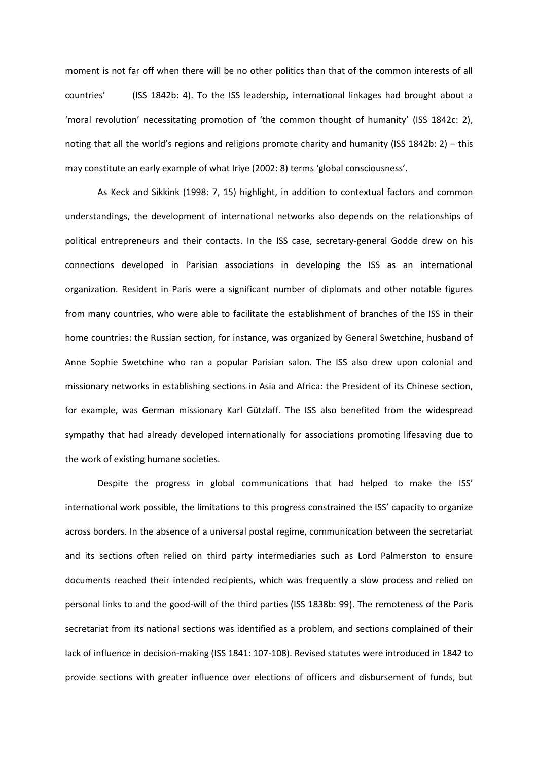moment is not far off when there will be no other politics than that of the common interests of all countries' (ISS 1842b: 4). To the ISS leadership, international linkages had brought about a 'moral revolution' necessitating promotion of 'the common thought of humanity' (ISS 1842c: 2), noting that all the world's regions and religions promote charity and humanity (ISS 1842b: 2) – this may constitute an early example of what Iriye (2002: 8) terms 'global consciousness'.

As Keck and Sikkink (1998: 7, 15) highlight, in addition to contextual factors and common understandings, the development of international networks also depends on the relationships of political entrepreneurs and their contacts. In the ISS case, secretary-general Godde drew on his connections developed in Parisian associations in developing the ISS as an international organization. Resident in Paris were a significant number of diplomats and other notable figures from many countries, who were able to facilitate the establishment of branches of the ISS in their home countries: the Russian section, for instance, was organized by General Swetchine, husband of Anne Sophie Swetchine who ran a popular Parisian salon. The ISS also drew upon colonial and missionary networks in establishing sections in Asia and Africa: the President of its Chinese section, for example, was German missionary Karl Gützlaff. The ISS also benefited from the widespread sympathy that had already developed internationally for associations promoting lifesaving due to the work of existing humane societies.

Despite the progress in global communications that had helped to make the ISS' international work possible, the limitations to this progress constrained the ISS' capacity to organize across borders. In the absence of a universal postal regime, communication between the secretariat and its sections often relied on third party intermediaries such as Lord Palmerston to ensure documents reached their intended recipients, which was frequently a slow process and relied on personal links to and the good-will of the third parties (ISS 1838b: 99). The remoteness of the Paris secretariat from its national sections was identified as a problem, and sections complained of their lack of influence in decision-making (ISS 1841: 107-108). Revised statutes were introduced in 1842 to provide sections with greater influence over elections of officers and disbursement of funds, but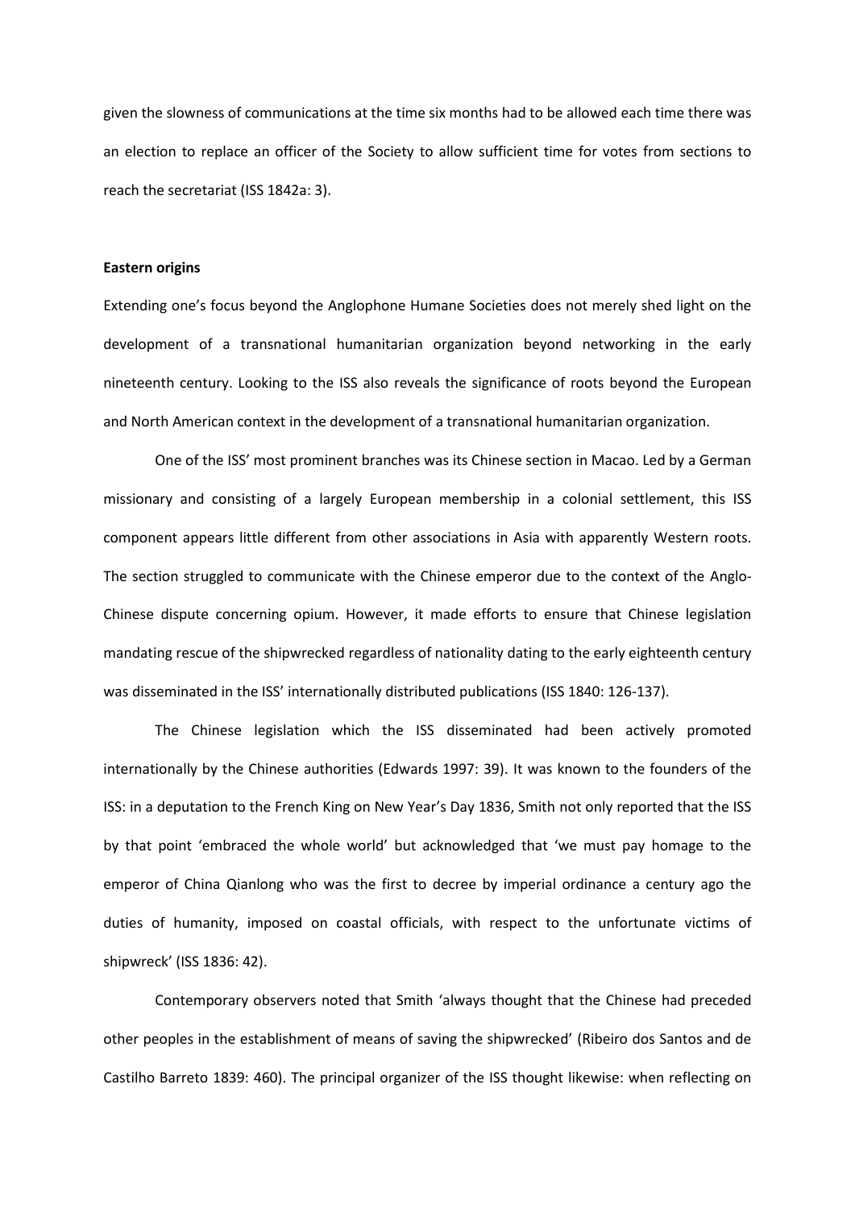given the slowness of communications at the time six months had to be allowed each time there was an election to replace an officer of the Society to allow sufficient time for votes from sections to reach the secretariat (ISS 1842a: 3).

**Eastern origins**

Extending one's focus beyond the Anglophone Humane Societies does not merely shed light on the development of a transnational humanitarian organization beyond networking in the early nineteenth century. Looking to the ISS also reveals the significance of roots beyond the European and North American context in the development of a transnational humanitarian organization.

One of the ISS' most prominent branches was its Chinese section in Macao. Led by a German missionary and consisting of a largely European membership in a colonial settlement, this ISS component appears little different from other associations in Asia with apparently Western roots. The section struggled to communicate with the Chinese emperor due to the context of the Anglo-Chinese dispute concerning opium. However, it made efforts to ensure that Chinese legislation mandating rescue of the shipwrecked regardless of nationality dating to the early eighteenth century was disseminated in the ISS' internationally distributed publications (ISS 1840: 126-137).

The Chinese legislation which the ISS disseminated had been actively promoted internationally by the Chinese authorities (Edwards 1997: 39). It was known to the founders of the ISS: in a deputation to the French King on New Year's Day 1836, Smith not only reported that the ISS by that point 'embraced the whole world' but acknowledged that 'we must pay homage to the emperor of China Qianlong who was the first to decree by imperial ordinance a century ago the duties of humanity, imposed on coastal officials, with respect to the unfortunate victims of shipwreck' (ISS 1836: 42).

Contemporary observers noted that Smith 'always thought that the Chinese had preceded other peoples in the establishment of means of saving the shipwrecked' (Ribeiro dos Santos and de Castilho Barreto 1839: 460). The principal organizer of the ISS thought likewise: when reflecting on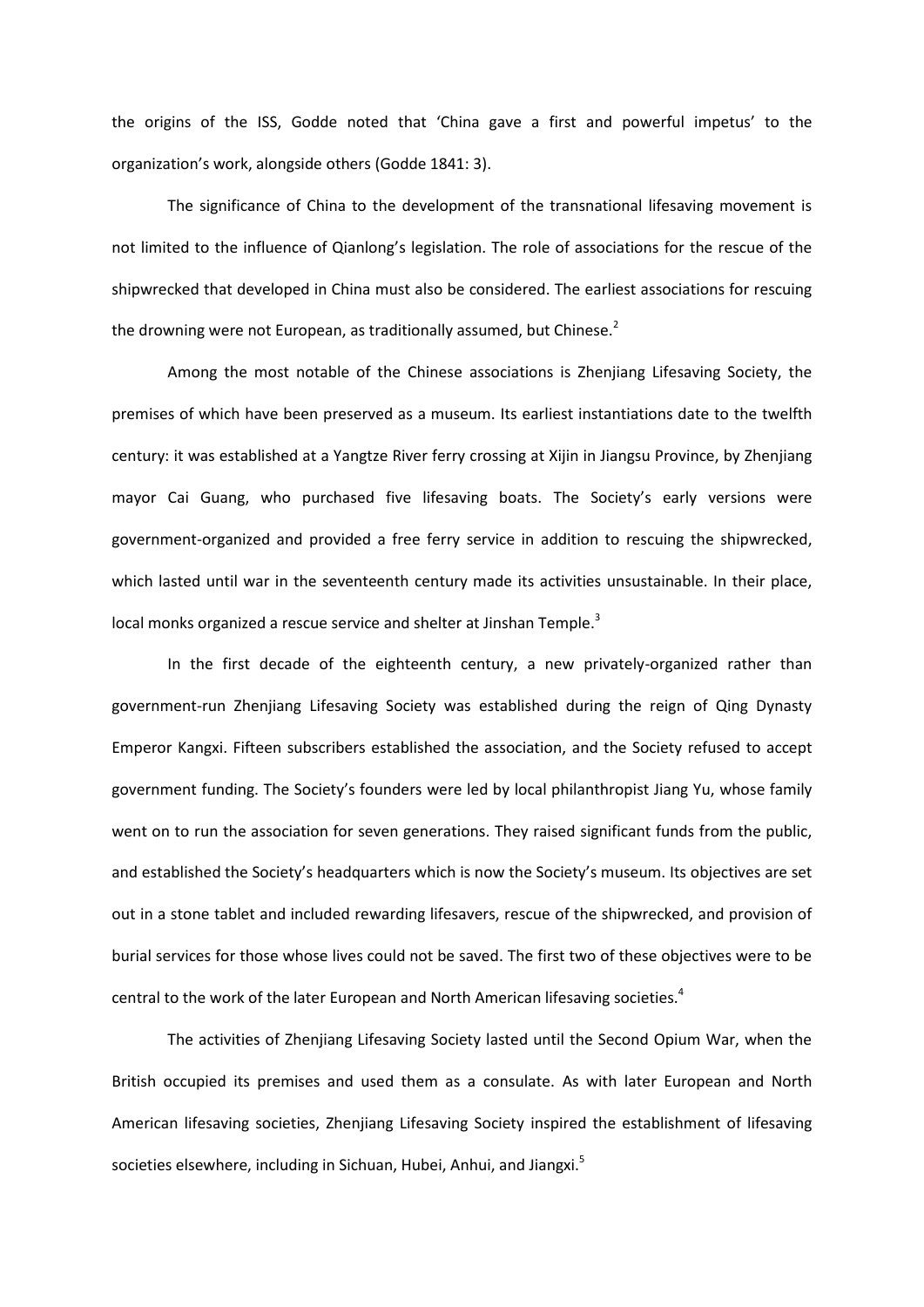the origins of the ISS, Godde noted that 'China gave a first and powerful impetus' to the organization's work, alongside others (Godde 1841: 3).

The significance of China to the development of the transnational lifesaving movement is not limited to the influence of Qianlong's legislation. The role of associations for the rescue of the shipwrecked that developed in China must also be considered. The earliest associations for rescuing the drowning were not European, as traditionally assumed, but Chinese.[2]

Among the most notable of the Chinese associations is Zhenjiang Lifesaving Society, the premises of which have been preserved as a museum. Its earliest instantiations date to the twelfth century: it was established at a Yangtze River ferry crossing at Xijin in Jiangsu Province, by Zhenjiang mayor Cai Guang, who purchased five lifesaving boats. The Society's early versions were government-organized and provided a free ferry service in addition to rescuing the shipwrecked, which lasted until war in the seventeenth century made its activities unsustainable. In their place, local monks organized a rescue service and shelter at Jinshan Temple.[3]

In the first decade of the eighteenth century, a new privately-organized rather than government-run Zhenjiang Lifesaving Society was established during the reign of Qing Dynasty Emperor Kangxi. Fifteen subscribers established the association, and the Society refused to accept government funding. The Society's founders were led by local philanthropist Jiang Yu, whose family went on to run the association for seven generations. They raised significant funds from the public, and established the Society's headquarters which is now the Society's museum. Its objectives are set out in a stone tablet and included rewarding lifesavers, rescue of the shipwrecked, and provision of burial services for those whose lives could not be saved. The first two of these objectives were to be central to the work of the later European and North American lifesaving societies.[4]

The activities of Zhenjiang Lifesaving Society lasted until the Second Opium War, when the British occupied its premises and used them as a consulate. As with later European and North American lifesaving societies, Zhenjiang Lifesaving Society inspired the establishment of lifesaving societies elsewhere, including in Sichuan, Hubei, Anhui, and Jiangxi.[5]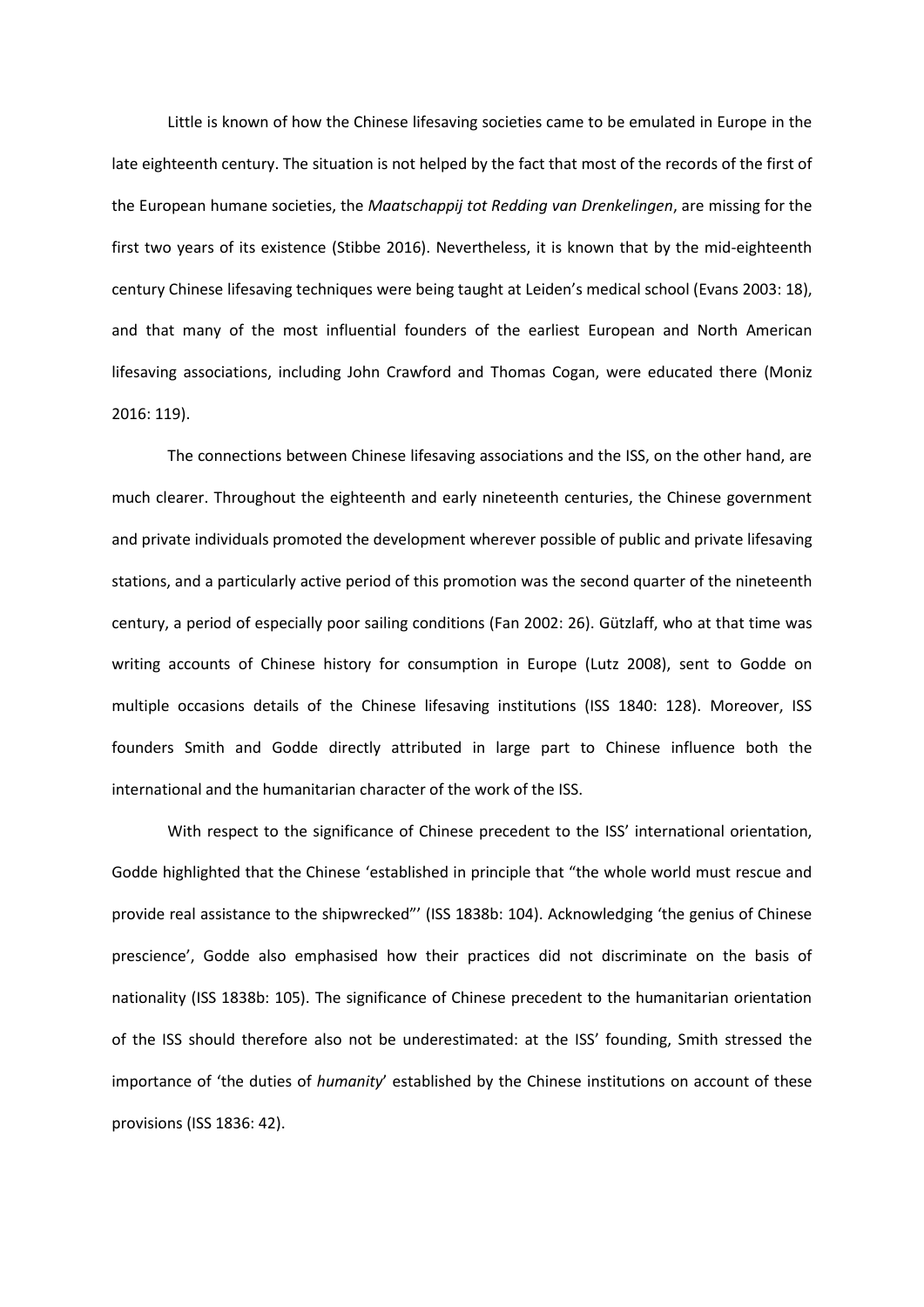Little is known of how the Chinese lifesaving societies came to be emulated in Europe in the late eighteenth century. The situation is not helped by the fact that most of the records of the first of the European humane societies, the *Maatschappij tot Redding van Drenkelingen*, are missing for the first two years of its existence (Stibbe 2016). Nevertheless, it is known that by the mid-eighteenth century Chinese lifesaving techniques were being taught at Leiden's medical school (Evans 2003: 18), and that many of the most influential founders of the earliest European and North American lifesaving associations, including John Crawford and Thomas Cogan, were educated there (Moniz 2016: 119).

The connections between Chinese lifesaving associations and the ISS, on the other hand, are much clearer. Throughout the eighteenth and early nineteenth centuries, the Chinese government and private individuals promoted the development wherever possible of public and private lifesaving stations, and a particularly active period of this promotion was the second quarter of the nineteenth century, a period of especially poor sailing conditions (Fan 2002: 26). Gützlaff, who at that time was writing accounts of Chinese history for consumption in Europe (Lutz 2008), sent to Godde on multiple occasions details of the Chinese lifesaving institutions (ISS 1840: 128). Moreover, ISS founders Smith and Godde directly attributed in large part to Chinese influence both the international and the humanitarian character of the work of the ISS.

With respect to the significance of Chinese precedent to the ISS' international orientation, Godde highlighted that the Chinese 'established in principle that "the whole world must rescue and provide real assistance to the shipwrecked"' (ISS 1838b: 104). Acknowledging 'the genius of Chinese prescience', Godde also emphasised how their practices did not discriminate on the basis of nationality (ISS 1838b: 105). The significance of Chinese precedent to the humanitarian orientation of the ISS should therefore also not be underestimated: at the ISS' founding, Smith stressed the importance of 'the duties of *humanity*' established by the Chinese institutions on account of these provisions (ISS 1836: 42).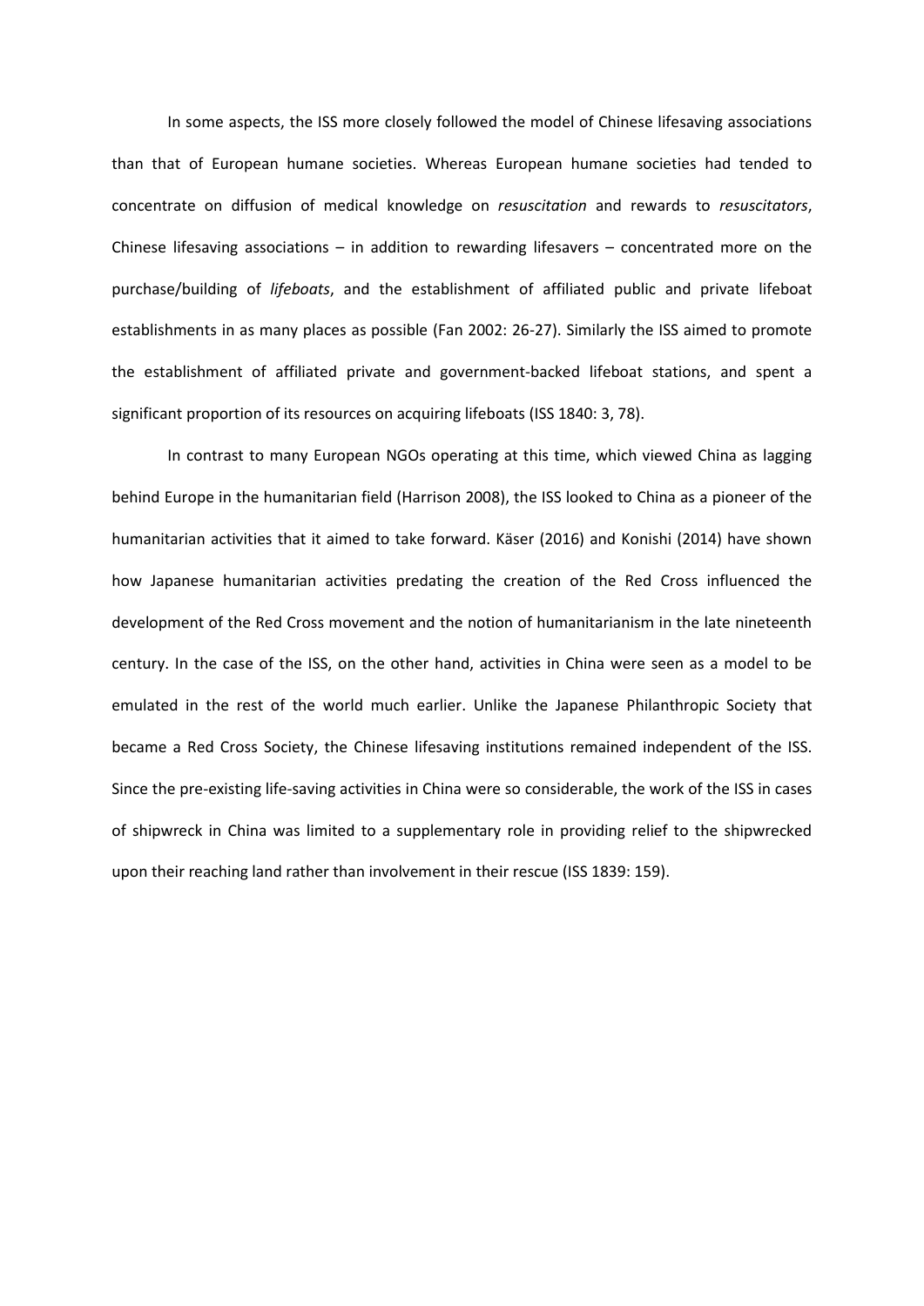In some aspects, the ISS more closely followed the model of Chinese lifesaving associations than that of European humane societies. Whereas European humane societies had tended to concentrate on diffusion of medical knowledge on *resuscitation* and rewards to *resuscitators*, Chinese lifesaving associations – in addition to rewarding lifesavers – concentrated more on the purchase/building of *lifeboats*, and the establishment of affiliated public and private lifeboat establishments in as many places as possible (Fan 2002: 26-27). Similarly the ISS aimed to promote the establishment of affiliated private and government-backed lifeboat stations, and spent a significant proportion of its resources on acquiring lifeboats (ISS 1840: 3, 78).

In contrast to many European NGOs operating at this time, which viewed China as lagging behind Europe in the humanitarian field (Harrison 2008), the ISS looked to China as a pioneer of the humanitarian activities that it aimed to take forward. Käser (2016) and Konishi (2014) have shown how Japanese humanitarian activities predating the creation of the Red Cross influenced the development of the Red Cross movement and the notion of humanitarianism in the late nineteenth century. In the case of the ISS, on the other hand, activities in China were seen as a model to be emulated in the rest of the world much earlier. Unlike the Japanese Philanthropic Society that became a Red Cross Society, the Chinese lifesaving institutions remained independent of the ISS. Since the pre-existing life-saving activities in China were so considerable, the work of the ISS in cases of shipwreck in China was limited to a supplementary role in providing relief to the shipwrecked upon their reaching land rather than involvement in their rescue (ISS 1839: 159).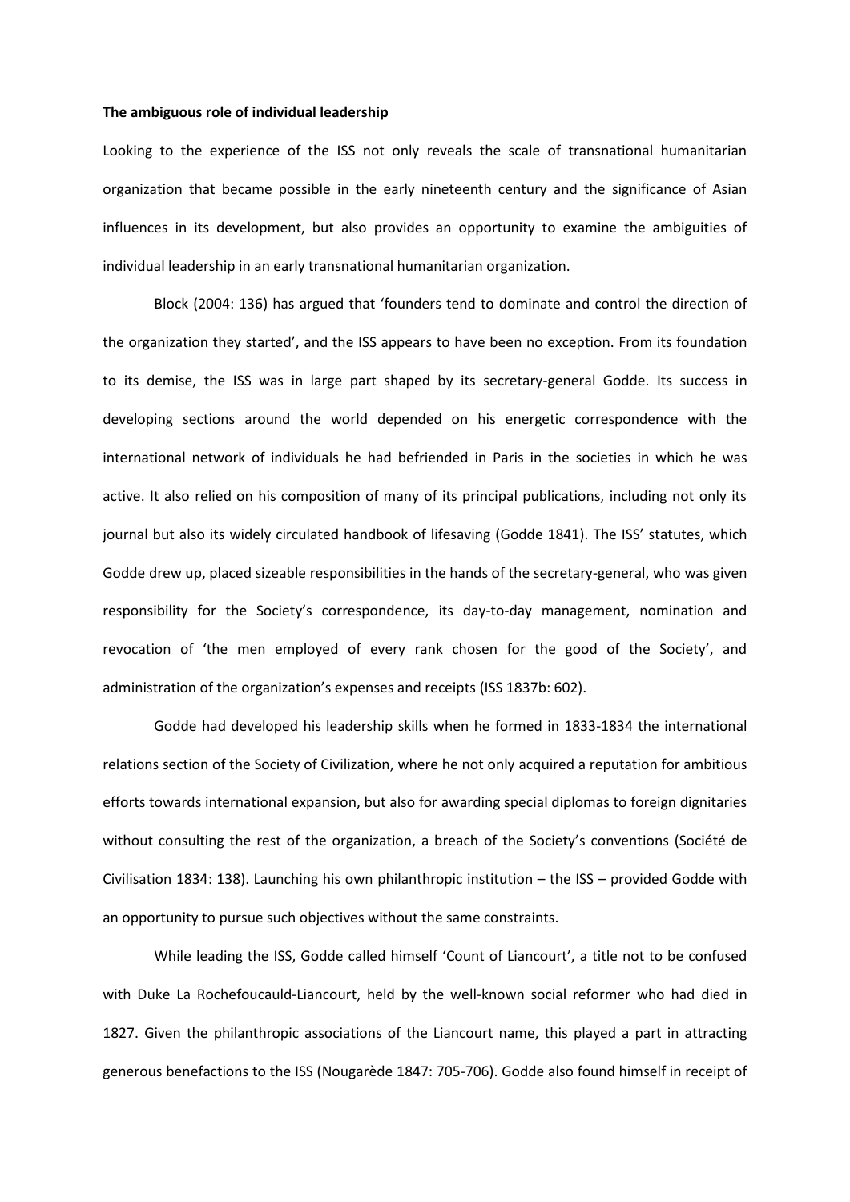**The ambiguous role of individual leadership**

Looking to the experience of the ISS not only reveals the scale of transnational humanitarian organization that became possible in the early nineteenth century and the significance of Asian influences in its development, but also provides an opportunity to examine the ambiguities of individual leadership in an early transnational humanitarian organization.

Block (2004: 136) has argued that 'founders tend to dominate and control the direction of the organization they started', and the ISS appears to have been no exception. From its foundation to its demise, the ISS was in large part shaped by its secretary-general Godde. Its success in developing sections around the world depended on his energetic correspondence with the international network of individuals he had befriended in Paris in the societies in which he was active. It also relied on his composition of many of its principal publications, including not only its journal but also its widely circulated handbook of lifesaving (Godde 1841). The ISS' statutes, which Godde drew up, placed sizeable responsibilities in the hands of the secretary-general, who was given responsibility for the Society's correspondence, its day-to-day management, nomination and revocation of 'the men employed of every rank chosen for the good of the Society', and administration of the organization's expenses and receipts (ISS 1837b: 602).

Godde had developed his leadership skills when he formed in 1833-1834 the international relations section of the Society of Civilization, where he not only acquired a reputation for ambitious efforts towards international expansion, but also for awarding special diplomas to foreign dignitaries without consulting the rest of the organization, a breach of the Society's conventions (Société de Civilisation 1834: 138). Launching his own philanthropic institution – the ISS – provided Godde with an opportunity to pursue such objectives without the same constraints.

While leading the ISS, Godde called himself 'Count of Liancourt', a title not to be confused with Duke La Rochefoucauld-Liancourt, held by the well-known social reformer who had died in 1827. Given the philanthropic associations of the Liancourt name, this played a part in attracting generous benefactions to the ISS (Nougarède 1847: 705-706). Godde also found himself in receipt of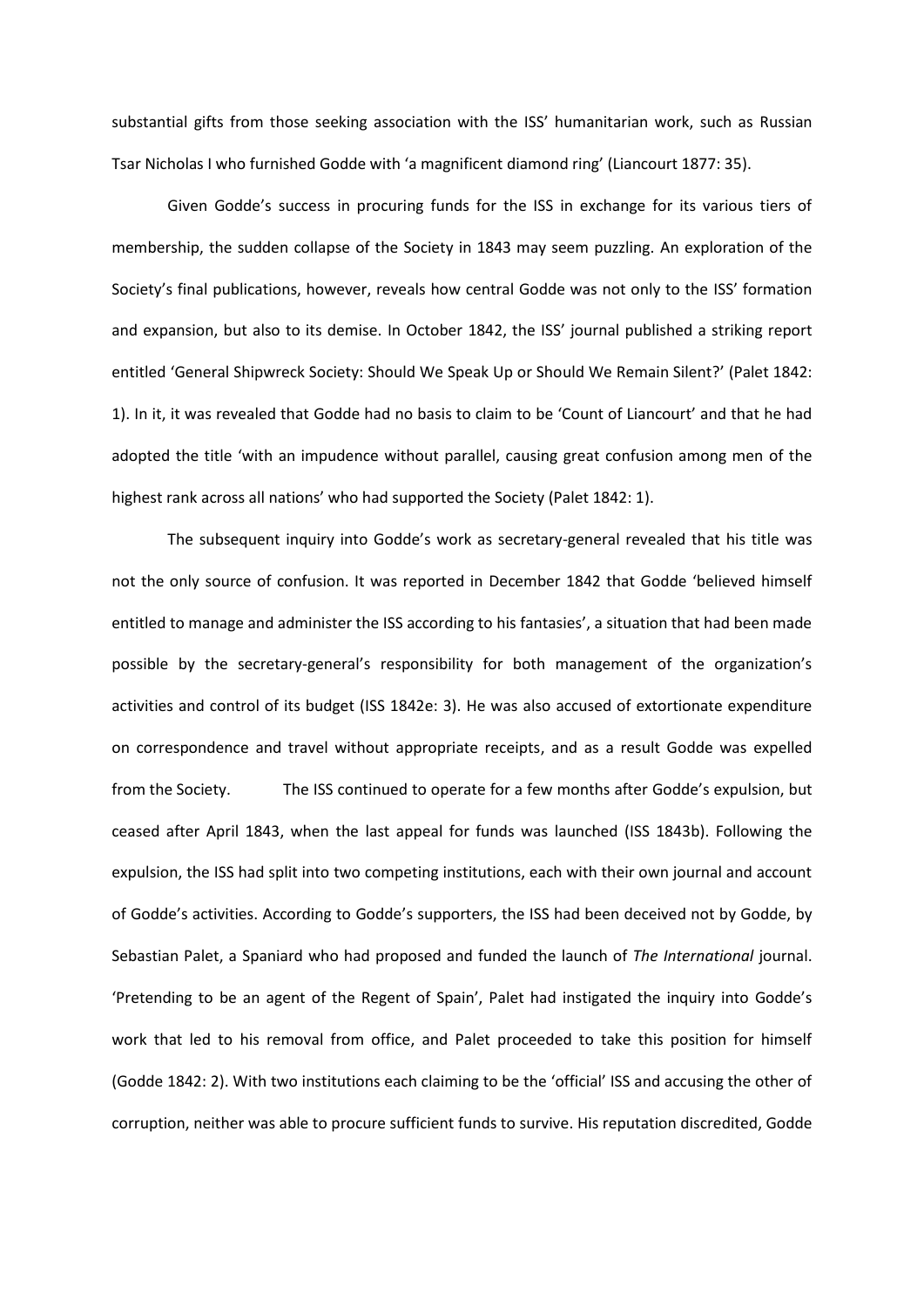substantial gifts from those seeking association with the ISS' humanitarian work, such as Russian Tsar Nicholas I who furnished Godde with 'a magnificent diamond ring' (Liancourt 1877: 35).

Given Godde's success in procuring funds for the ISS in exchange for its various tiers of membership, the sudden collapse of the Society in 1843 may seem puzzling. An exploration of the Society's final publications, however, reveals how central Godde was not only to the ISS' formation and expansion, but also to its demise. In October 1842, the ISS' journal published a striking report entitled 'General Shipwreck Society: Should We Speak Up or Should We Remain Silent?' (Palet 1842: 1). In it, it was revealed that Godde had no basis to claim to be 'Count of Liancourt' and that he had adopted the title 'with an impudence without parallel, causing great confusion among men of the highest rank across all nations' who had supported the Society (Palet 1842: 1).

The subsequent inquiry into Godde's work as secretary-general revealed that his title was not the only source of confusion. It was reported in December 1842 that Godde 'believed himself entitled to manage and administer the ISS according to his fantasies', a situation that had been made possible by the secretary-general's responsibility for both management of the organization's activities and control of its budget (ISS 1842e: 3). He was also accused of extortionate expenditure on correspondence and travel without appropriate receipts, and as a result Godde was expelled from the Society. The ISS continued to operate for a few months after Godde's expulsion, but ceased after April 1843, when the last appeal for funds was launched (ISS 1843b). Following the expulsion, the ISS had split into two competing institutions, each with their own journal and account of Godde's activities. According to Godde's supporters, the ISS had been deceived not by Godde, by Sebastian Palet, a Spaniard who had proposed and funded the launch of *The International* journal. 'Pretending to be an agent of the Regent of Spain', Palet had instigated the inquiry into Godde's work that led to his removal from office, and Palet proceeded to take this position for himself (Godde 1842: 2). With two institutions each claiming to be the 'official' ISS and accusing the other of corruption, neither was able to procure sufficient funds to survive. His reputation discredited, Godde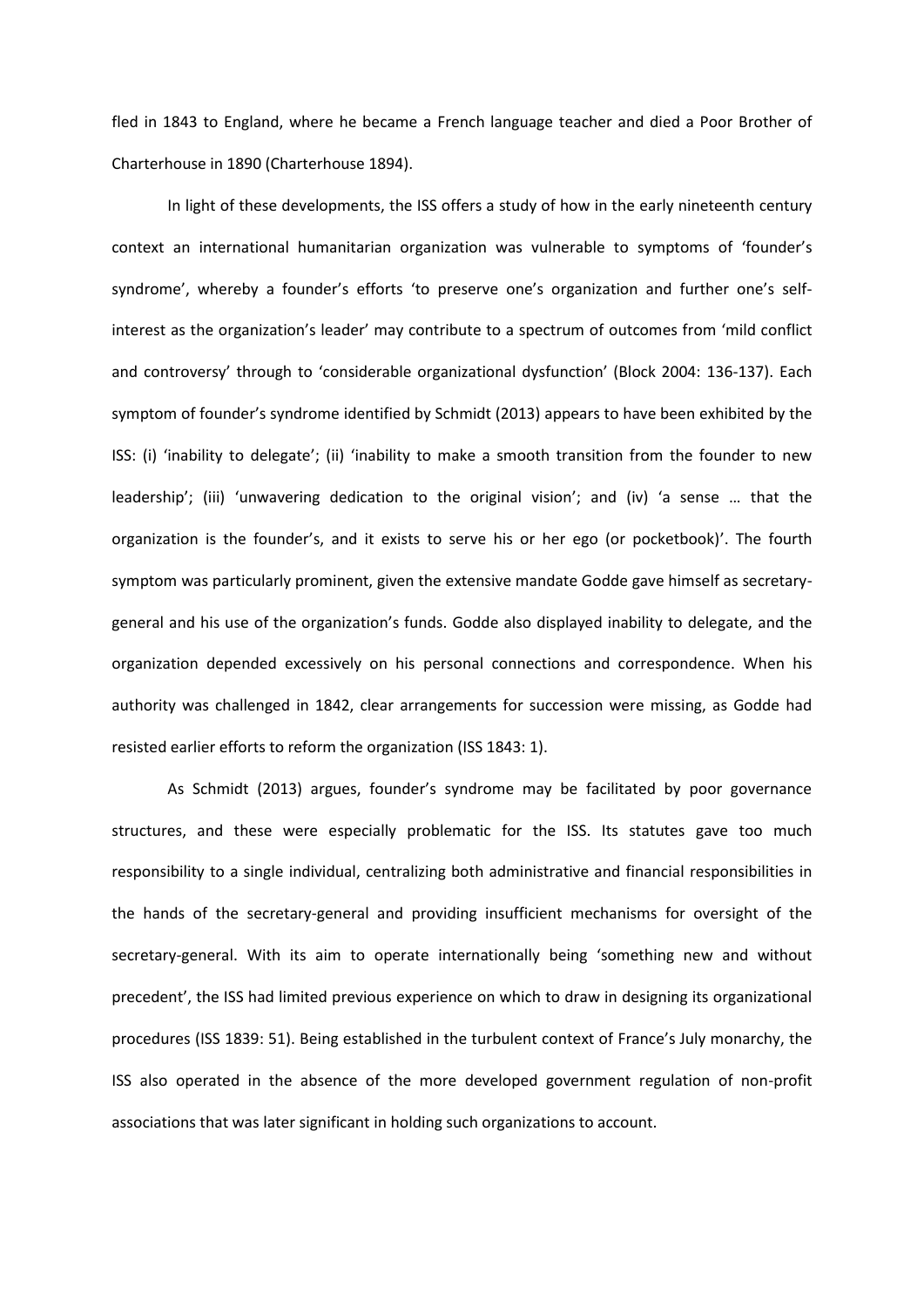fled in 1843 to England, where he became a French language teacher and died a Poor Brother of Charterhouse in 1890 (Charterhouse 1894).

In light of these developments, the ISS offers a study of how in the early nineteenth century context an international humanitarian organization was vulnerable to symptoms of 'founder's syndrome', whereby a founder's efforts 'to preserve one's organization and further one's self-interest as the organization's leader' may contribute to a spectrum of outcomes from 'mild conflict and controversy' through to 'considerable organizational dysfunction' (Block 2004: 136-137). Each symptom of founder's syndrome identified by Schmidt (2013) appears to have been exhibited by the ISS: (i) 'inability to delegate'; (ii) 'inability to make a smooth transition from the founder to new leadership'; (iii) 'unwavering dedication to the original vision'; and (iv) 'a sense … that the organization is the founder's, and it exists to serve his or her ego (or pocketbook)'. The fourth symptom was particularly prominent, given the extensive mandate Godde gave himself as secretary-general and his use of the organization's funds. Godde also displayed inability to delegate, and the organization depended excessively on his personal connections and correspondence. When his authority was challenged in 1842, clear arrangements for succession were missing, as Godde had resisted earlier efforts to reform the organization (ISS 1843: 1).

As Schmidt (2013) argues, founder's syndrome may be facilitated by poor governance structures, and these were especially problematic for the ISS. Its statutes gave too much responsibility to a single individual, centralizing both administrative and financial responsibilities in the hands of the secretary-general and providing insufficient mechanisms for oversight of the secretary-general. With its aim to operate internationally being 'something new and without precedent', the ISS had limited previous experience on which to draw in designing its organizational procedures (ISS 1839: 51). Being established in the turbulent context of France's July monarchy, the ISS also operated in the absence of the more developed government regulation of non-profit associations that was later significant in holding such organizations to account.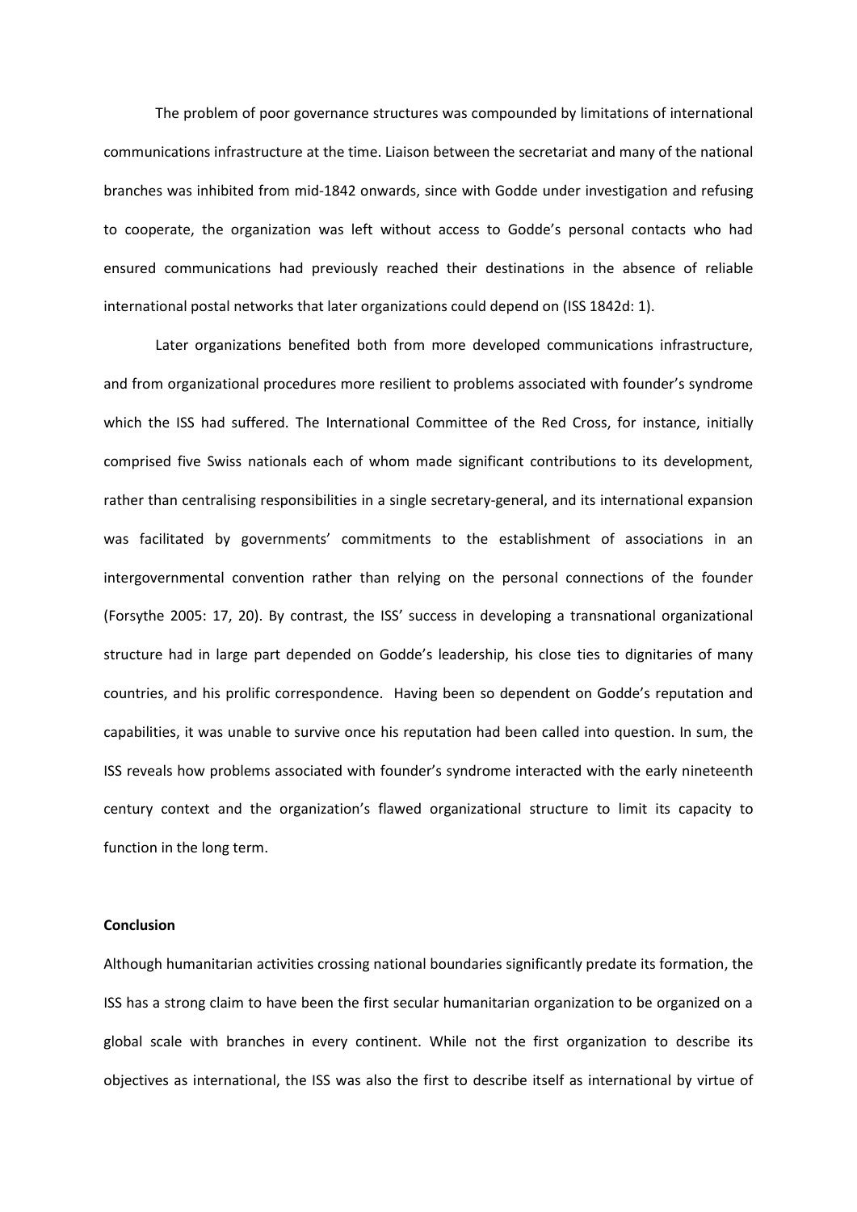The problem of poor governance structures was compounded by limitations of international communications infrastructure at the time. Liaison between the secretariat and many of the national branches was inhibited from mid-1842 onwards, since with Godde under investigation and refusing to cooperate, the organization was left without access to Godde's personal contacts who had ensured communications had previously reached their destinations in the absence of reliable international postal networks that later organizations could depend on (ISS 1842d: 1).

Later organizations benefited both from more developed communications infrastructure, and from organizational procedures more resilient to problems associated with founder's syndrome which the ISS had suffered. The International Committee of the Red Cross, for instance, initially comprised five Swiss nationals each of whom made significant contributions to its development, rather than centralising responsibilities in a single secretary-general, and its international expansion was facilitated by governments' commitments to the establishment of associations in an intergovernmental convention rather than relying on the personal connections of the founder (Forsythe 2005: 17, 20). By contrast, the ISS' success in developing a transnational organizational structure had in large part depended on Godde's leadership, his close ties to dignitaries of many countries, and his prolific correspondence. Having been so dependent on Godde's reputation and capabilities, it was unable to survive once his reputation had been called into question. In sum, the ISS reveals how problems associated with founder's syndrome interacted with the early nineteenth century context and the organization's flawed organizational structure to limit its capacity to function in the long term.

**Conclusion**

Although humanitarian activities crossing national boundaries significantly predate its formation, the ISS has a strong claim to have been the first secular humanitarian organization to be organized on a global scale with branches in every continent. While not the first organization to describe its objectives as international, the ISS was also the first to describe itself as international by virtue of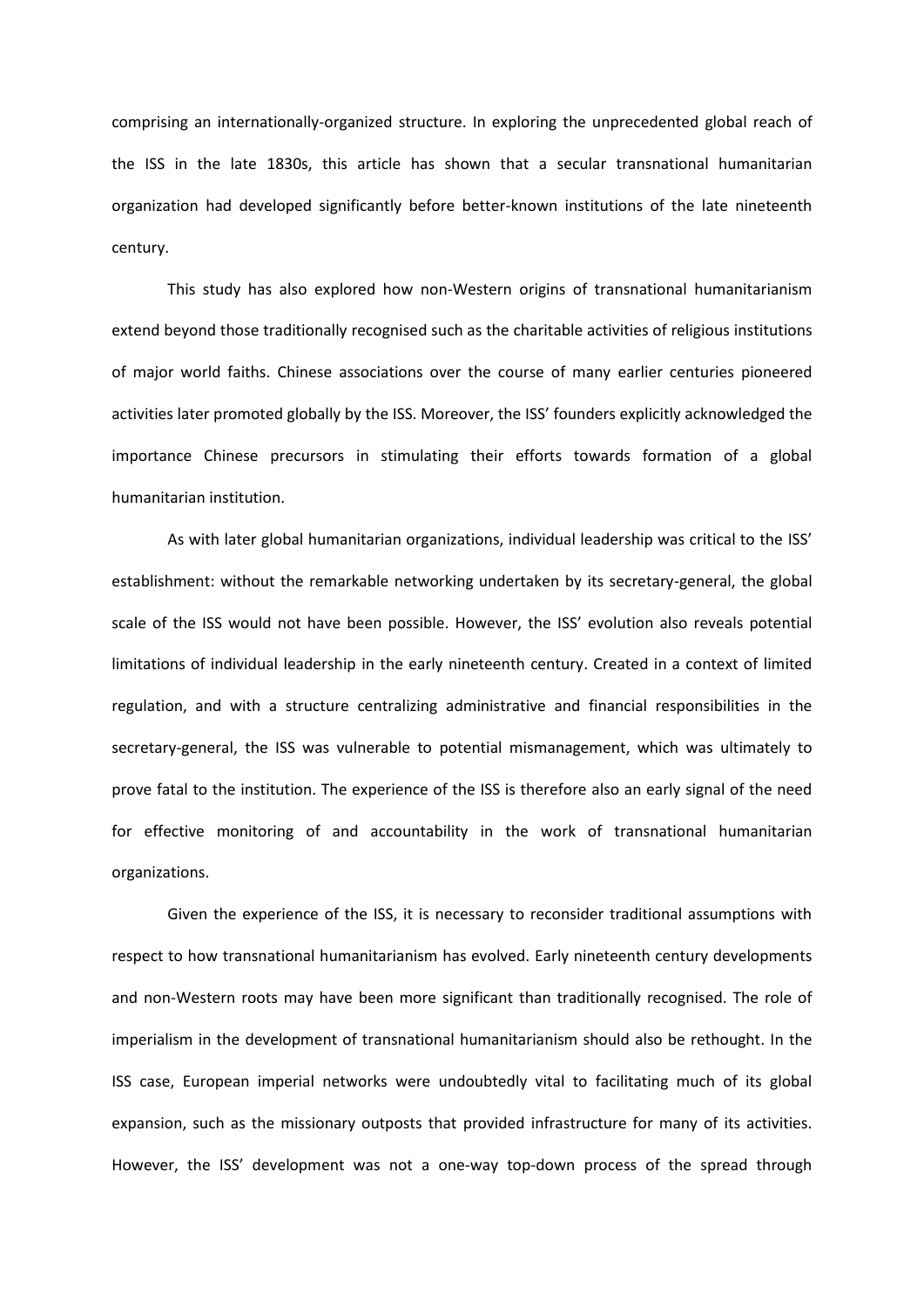comprising an internationally-organized structure. In exploring the unprecedented global reach of the ISS in the late 1830s, this article has shown that a secular transnational humanitarian organization had developed significantly before better-known institutions of the late nineteenth century.

This study has also explored how non-Western origins of transnational humanitarianism extend beyond those traditionally recognised such as the charitable activities of religious institutions of major world faiths. Chinese associations over the course of many earlier centuries pioneered activities later promoted globally by the ISS. Moreover, the ISS' founders explicitly acknowledged the importance Chinese precursors in stimulating their efforts towards formation of a global humanitarian institution.

As with later global humanitarian organizations, individual leadership was critical to the ISS' establishment: without the remarkable networking undertaken by its secretary-general, the global scale of the ISS would not have been possible. However, the ISS' evolution also reveals potential limitations of individual leadership in the early nineteenth century. Created in a context of limited regulation, and with a structure centralizing administrative and financial responsibilities in the secretary-general, the ISS was vulnerable to potential mismanagement, which was ultimately to prove fatal to the institution. The experience of the ISS is therefore also an early signal of the need for effective monitoring of and accountability in the work of transnational humanitarian organizations.

Given the experience of the ISS, it is necessary to reconsider traditional assumptions with respect to how transnational humanitarianism has evolved. Early nineteenth century developments and non-Western roots may have been more significant than traditionally recognised. The role of imperialism in the development of transnational humanitarianism should also be rethought. In the ISS case, European imperial networks were undoubtedly vital to facilitating much of its global expansion, such as the missionary outposts that provided infrastructure for many of its activities. However, the ISS' development was not a one-way top-down process of the spread through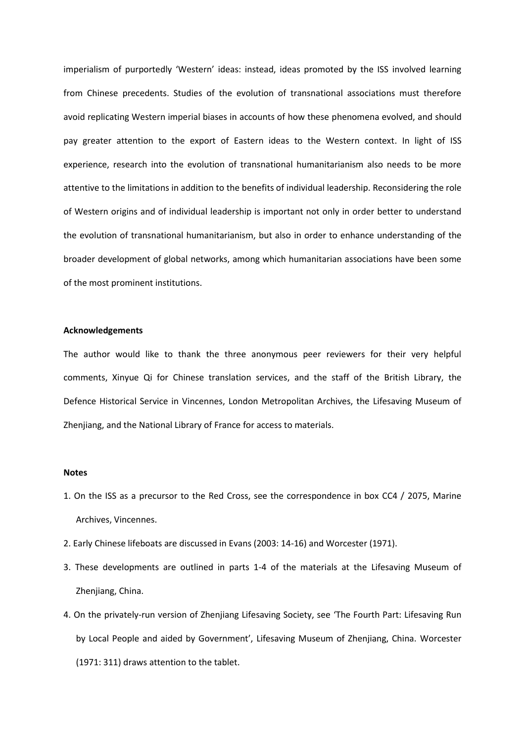imperialism of purportedly 'Western' ideas: instead, ideas promoted by the ISS involved learning from Chinese precedents. Studies of the evolution of transnational associations must therefore avoid replicating Western imperial biases in accounts of how these phenomena evolved, and should pay greater attention to the export of Eastern ideas to the Western context. In light of ISS experience, research into the evolution of transnational humanitarianism also needs to be more attentive to the limitations in addition to the benefits of individual leadership. Reconsidering the role of Western origins and of individual leadership is important not only in order better to understand the evolution of transnational humanitarianism, but also in order to enhance understanding of the broader development of global networks, among which humanitarian associations have been some of the most prominent institutions.

**Acknowledgements**

The author would like to thank the three anonymous peer reviewers for their very helpful comments, Xinyue Qi for Chinese translation services, and the staff of the British Library, the Defence Historical Service in Vincennes, London Metropolitan Archives, the Lifesaving Museum of Zhenjiang, and the National Library of France for access to materials.

**Notes**

1. On the ISS as a precursor to the Red Cross, see the correspondence in box CC4 / 2075, Marine Archives, Vincennes.
2. Early Chinese lifeboats are discussed in Evans (2003: 14-16) and Worcester (1971).
3. These developments are outlined in parts 1-4 of the materials at the Lifesaving Museum of Zhenjiang, China.
4. On the privately-run version of Zhenjiang Lifesaving Society, see 'The Fourth Part: Lifesaving Run by Local People and aided by Government', Lifesaving Museum of Zhenjiang, China. Worcester (1971: 311) draws attention to the tablet.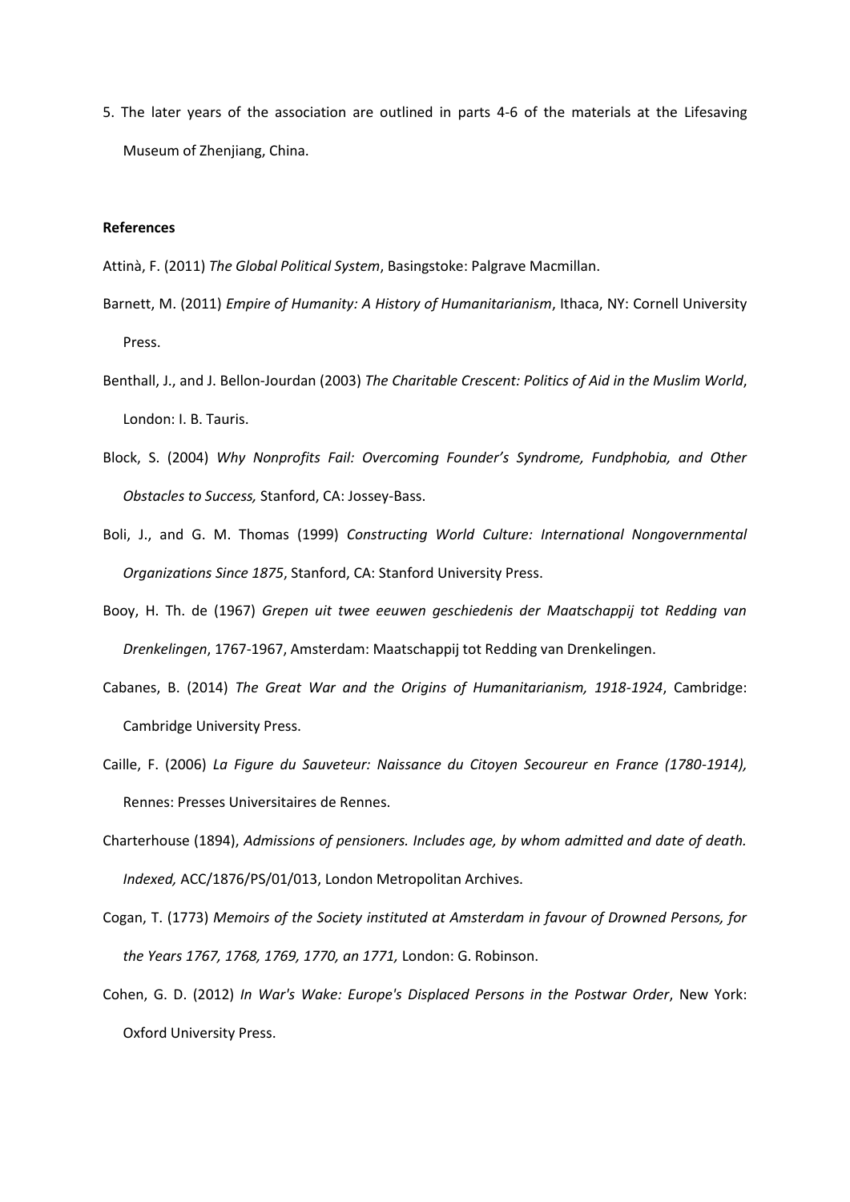5. The later years of the association are outlined in parts 4-6 of the materials at the Lifesaving Museum of Zhenjiang, China.

**References**

Attinà, F. (2011) *The Global Political System*, Basingstoke: Palgrave Macmillan.

Barnett, M. (2011) *Empire of Humanity: A History of Humanitarianism*, Ithaca, NY: Cornell University Press.

Benthall, J., and J. Bellon-Jourdan (2003) *The Charitable Crescent: Politics of Aid in the Muslim World*, London: I. B. Tauris.

Block, S. (2004) *Why Nonprofits Fail: Overcoming Founder's Syndrome, Fundphobia, and Other Obstacles to Success,* Stanford, CA: Jossey-Bass.

Boli, J., and G. M. Thomas (1999) *Constructing World Culture: International Nongovernmental Organizations Since 1875*, Stanford, CA: Stanford University Press.

Booy, H. Th. de (1967) *Grepen uit twee eeuwen geschiedenis der Maatschappij tot Redding van Drenkelingen*, 1767-1967, Amsterdam: Maatschappij tot Redding van Drenkelingen.

Cabanes, B. (2014) *The Great War and the Origins of Humanitarianism, 1918-1924*, Cambridge: Cambridge University Press.

Caille, F. (2006) *La Figure du Sauveteur: Naissance du Citoyen Secoureur en France (1780-1914),* Rennes: Presses Universitaires de Rennes.

Charterhouse (1894), *Admissions of pensioners. Includes age, by whom admitted and date of death. Indexed,* ACC/1876/PS/01/013, London Metropolitan Archives.

Cogan, T. (1773) *Memoirs of the Society instituted at Amsterdam in favour of Drowned Persons, for the Years 1767, 1768, 1769, 1770, an 1771,* London: G. Robinson.

Cohen, G. D. (2012) *In War's Wake: Europe's Displaced Persons in the Postwar Order*, New York: Oxford University Press.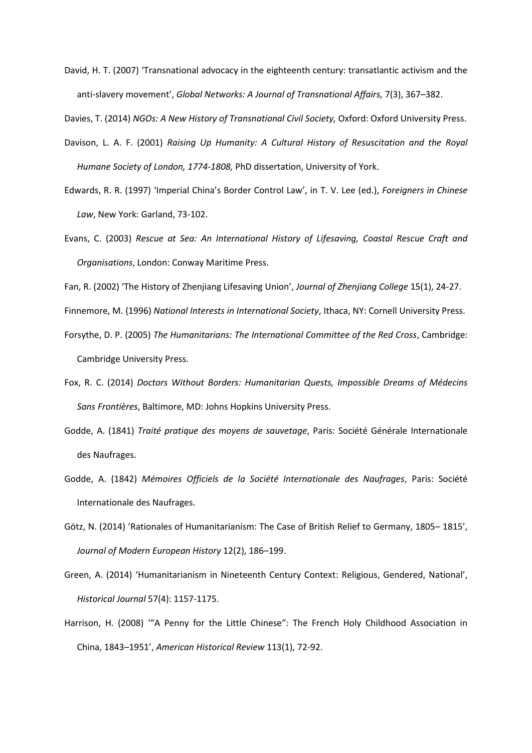David, H. T. (2007) 'Transnational advocacy in the eighteenth century: transatlantic activism and the anti-slavery movement', *Global Networks: A Journal of Transnational Affairs,* 7(3), 367–382.

Davies, T. (2014) *NGOs: A New History of Transnational Civil Society,* Oxford: Oxford University Press.

Davison, L. A. F. (2001) *Raising Up Humanity: A Cultural History of Resuscitation and the Royal Humane Society of London, 1774-1808,* PhD dissertation, University of York.

Edwards, R. R. (1997) 'Imperial China's Border Control Law', in T. V. Lee (ed.), *Foreigners in Chinese Law*, New York: Garland, 73-102.

Evans, C. (2003) *Rescue at Sea: An International History of Lifesaving, Coastal Rescue Craft and Organisations*, London: Conway Maritime Press.

Fan, R. (2002) 'The History of Zhenjiang Lifesaving Union', *Journal of Zhenjiang College* 15(1), 24-27.

Finnemore, M. (1996) *National Interests in International Society*, Ithaca, NY: Cornell University Press.

Forsythe, D. P. (2005) *The Humanitarians: The International Committee of the Red Cross*, Cambridge: Cambridge University Press.

Fox, R. C. (2014) *Doctors Without Borders: Humanitarian Quests, Impossible Dreams of Médecins Sans Frontières*, Baltimore, MD: Johns Hopkins University Press.

Godde, A. (1841) *Traité pratique des moyens de sauvetage*, Paris: Société Générale Internationale des Naufrages.

Godde, A. (1842) *Mémoires Officiels de la Société Internationale des Naufrages*, Paris: Société Internationale des Naufrages.

Götz, N. (2014) 'Rationales of Humanitarianism: The Case of British Relief to Germany, 1805– 1815', *Journal of Modern European History* 12(2), 186–199.

Green, A. (2014) 'Humanitarianism in Nineteenth Century Context: Religious, Gendered, National', *Historical Journal* 57(4): 1157-1175.

Harrison, H. (2008) '"A Penny for the Little Chinese": The French Holy Childhood Association in China, 1843–1951', *American Historical Review* 113(1), 72-92.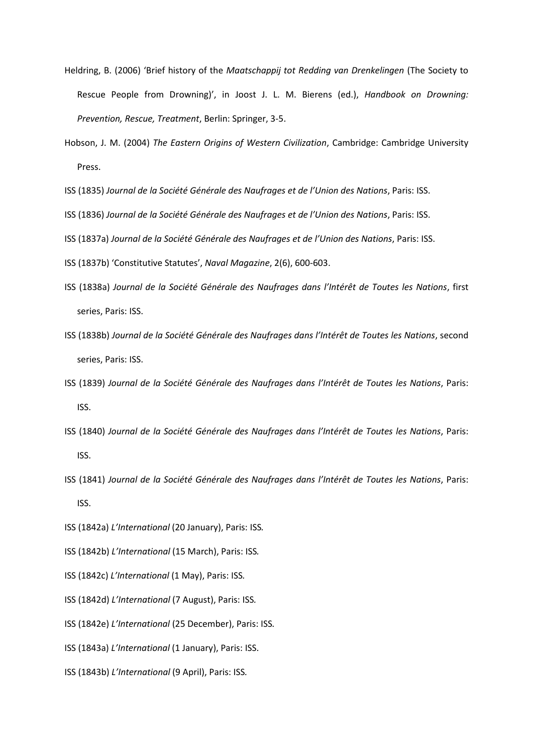Heldring, B. (2006) 'Brief history of the *Maatschappij tot Redding van Drenkelingen* (The Society to Rescue People from Drowning)', in Joost J. L. M. Bierens (ed.), *Handbook on Drowning: Prevention, Rescue, Treatment*, Berlin: Springer, 3-5.

Hobson, J. M. (2004) *The Eastern Origins of Western Civilization*, Cambridge: Cambridge University Press.

ISS (1835) *Journal de la Société Générale des Naufrages et de l'Union des Nations*, Paris: ISS.

ISS (1836) *Journal de la Société Générale des Naufrages et de l'Union des Nations*, Paris: ISS.

ISS (1837a) *Journal de la Société Générale des Naufrages et de l'Union des Nations*, Paris: ISS.

ISS (1837b) 'Constitutive Statutes', *Naval Magazine*, 2(6), 600-603.

ISS (1838a) *Journal de la Société Générale des Naufrages dans l'Intérêt de Toutes les Nations*, first series, Paris: ISS.

ISS (1838b) *Journal de la Société Générale des Naufrages dans l'Intérêt de Toutes les Nations*, second series, Paris: ISS.

ISS (1839) *Journal de la Société Générale des Naufrages dans l'Intérêt de Toutes les Nations*, Paris: ISS.

ISS (1840) *Journal de la Société Générale des Naufrages dans l'Intérêt de Toutes les Nations*, Paris: ISS.

ISS (1841) *Journal de la Société Générale des Naufrages dans l'Intérêt de Toutes les Nations*, Paris: ISS.

ISS (1842a) *L'International* (20 January), Paris: ISS.

ISS (1842b) *L'International* (15 March), Paris: ISS.

ISS (1842c) *L'International* (1 May), Paris: ISS.

ISS (1842d) *L'International* (7 August), Paris: ISS.

ISS (1842e) *L'International* (25 December), Paris: ISS.

ISS (1843a) *L'International* (1 January), Paris: ISS.

ISS (1843b) *L'International* (9 April), Paris: ISS.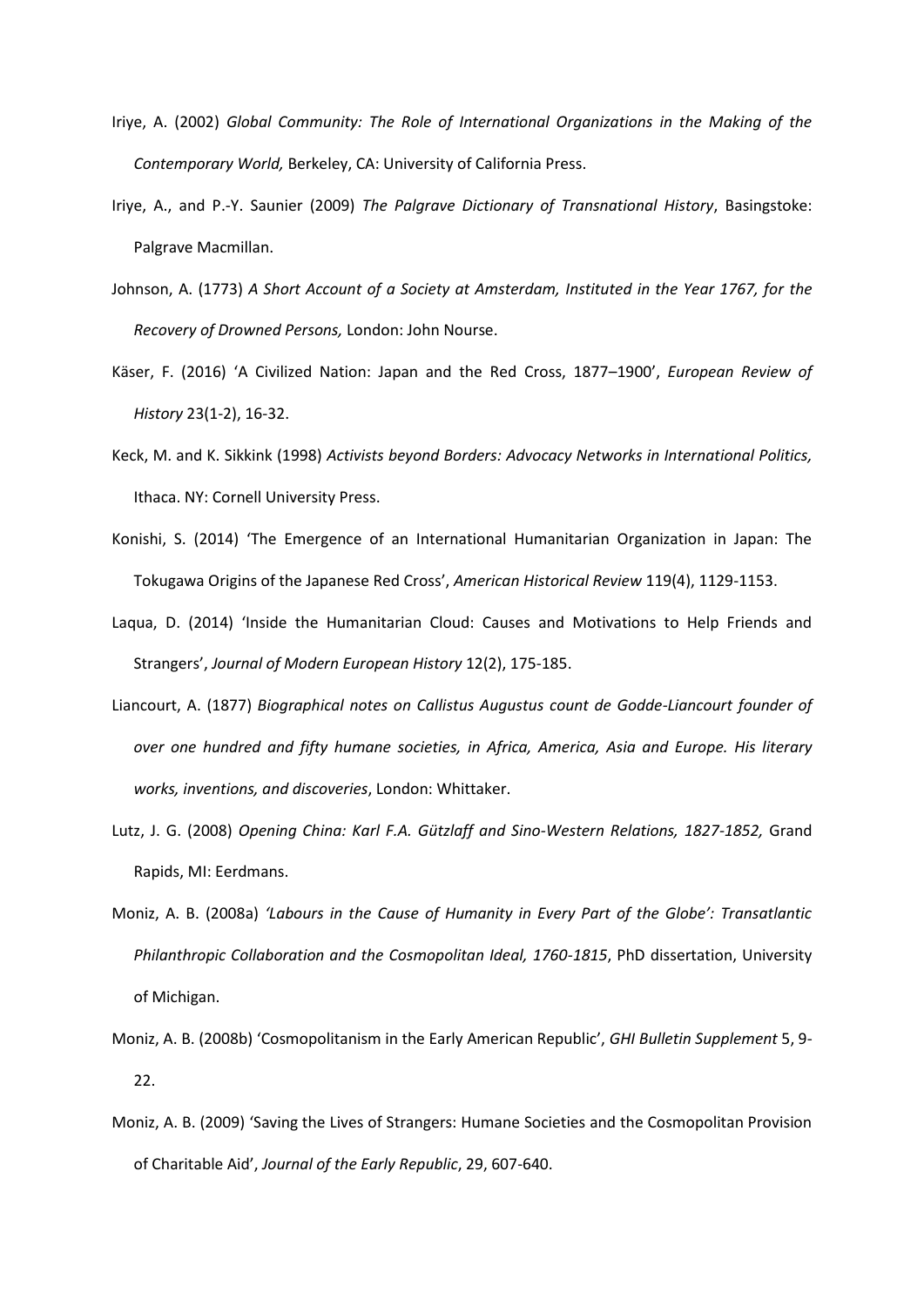Iriye, A. (2002) *Global Community: The Role of International Organizations in the Making of the Contemporary World,* Berkeley, CA: University of California Press.

Iriye, A., and P.-Y. Saunier (2009) *The Palgrave Dictionary of Transnational History*, Basingstoke: Palgrave Macmillan.

Johnson, A. (1773) *A Short Account of a Society at Amsterdam, Instituted in the Year 1767, for the Recovery of Drowned Persons,* London: John Nourse.

Käser, F. (2016) 'A Civilized Nation: Japan and the Red Cross, 1877–1900', *European Review of History* 23(1-2), 16-32.

Keck, M. and K. Sikkink (1998) *Activists beyond Borders: Advocacy Networks in International Politics,* Ithaca. NY: Cornell University Press.

Konishi, S. (2014) 'The Emergence of an International Humanitarian Organization in Japan: The Tokugawa Origins of the Japanese Red Cross', *American Historical Review* 119(4), 1129-1153.

Laqua, D. (2014) 'Inside the Humanitarian Cloud: Causes and Motivations to Help Friends and Strangers', *Journal of Modern European History* 12(2), 175-185.

Liancourt, A. (1877) *Biographical notes on Callistus Augustus count de Godde-Liancourt founder of over one hundred and fifty humane societies, in Africa, America, Asia and Europe. His literary works, inventions, and discoveries*, London: Whittaker.

Lutz, J. G. (2008) *Opening China: Karl F.A. Gützlaff and Sino-Western Relations, 1827-1852,* Grand Rapids, MI: Eerdmans.

Moniz, A. B. (2008a) *'Labours in the Cause of Humanity in Every Part of the Globe': Transatlantic Philanthropic Collaboration and the Cosmopolitan Ideal, 1760-1815*, PhD dissertation, University of Michigan.

Moniz, A. B. (2008b) 'Cosmopolitanism in the Early American Republic', *GHI Bulletin Supplement* 5, 9-22.

Moniz, A. B. (2009) 'Saving the Lives of Strangers: Humane Societies and the Cosmopolitan Provision of Charitable Aid', *Journal of the Early Republic*, 29, 607-640.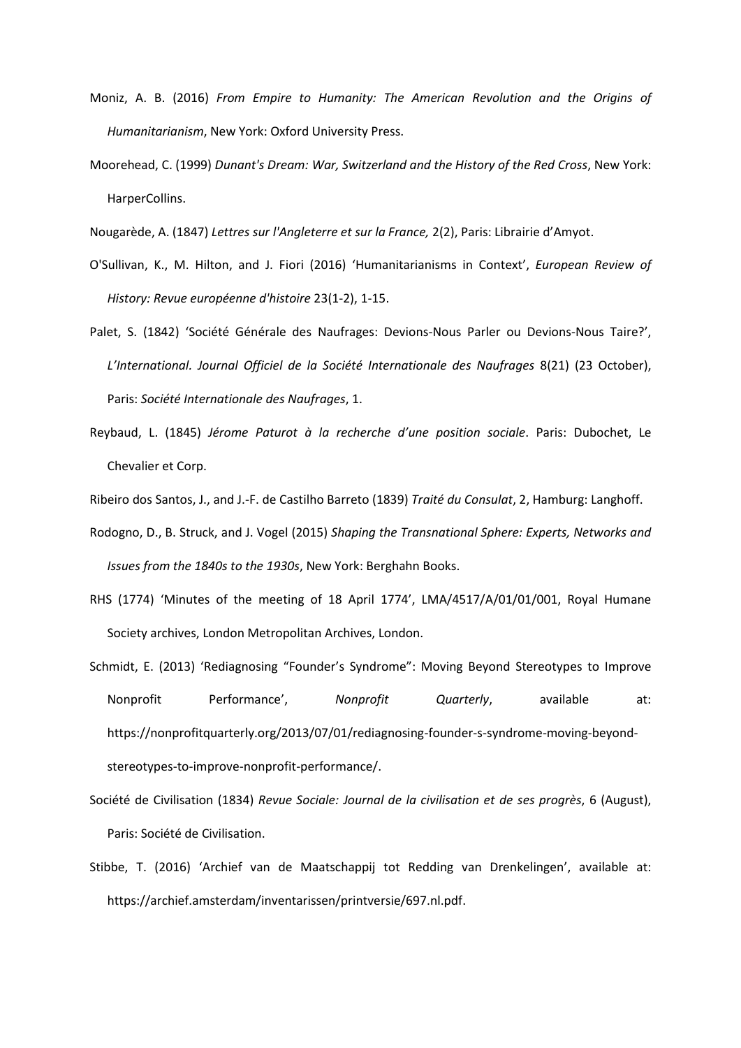Moniz, A. B. (2016) *From Empire to Humanity: The American Revolution and the Origins of Humanitarianism*, New York: Oxford University Press.

Moorehead, C. (1999) *Dunant's Dream: War, Switzerland and the History of the Red Cross*, New York: HarperCollins.

Nougarède, A. (1847) *Lettres sur l'Angleterre et sur la France,* 2(2), Paris: Librairie d'Amyot.

O'Sullivan, K., M. Hilton, and J. Fiori (2016) 'Humanitarianisms in Context', *European Review of History: Revue européenne d'histoire* 23(1-2), 1-15.

Palet, S. (1842) 'Société Générale des Naufrages: Devions-Nous Parler ou Devions-Nous Taire?', *L'International. Journal Officiel de la Société Internationale des Naufrages* 8(21) (23 October), Paris: *Société Internationale des Naufrages*, 1.

Reybaud, L. (1845) *Jérome Paturot à la recherche d'une position sociale*. Paris: Dubochet, Le Chevalier et Corp.

Ribeiro dos Santos, J., and J.-F. de Castilho Barreto (1839) *Traité du Consulat*, 2, Hamburg: Langhoff.

Rodogno, D., B. Struck, and J. Vogel (2015) *Shaping the Transnational Sphere: Experts, Networks and Issues from the 1840s to the 1930s*, New York: Berghahn Books.

RHS (1774) 'Minutes of the meeting of 18 April 1774', LMA/4517/A/01/01/001, Royal Humane Society archives, London Metropolitan Archives, London.

Schmidt, E. (2013) 'Rediagnosing "Founder's Syndrome": Moving Beyond Stereotypes to Improve Nonprofit Performance', *Nonprofit Quarterly*, available at: https://nonprofitquarterly.org/2013/07/01/rediagnosing-founder-s-syndrome-moving-beyond-stereotypes-to-improve-nonprofit-performance/.

Société de Civilisation (1834) *Revue Sociale: Journal de la civilisation et de ses progrès*, 6 (August), Paris: Société de Civilisation.

Stibbe, T. (2016) 'Archief van de Maatschappij tot Redding van Drenkelingen', available at: https://archief.amsterdam/inventarissen/printversie/697.nl.pdf.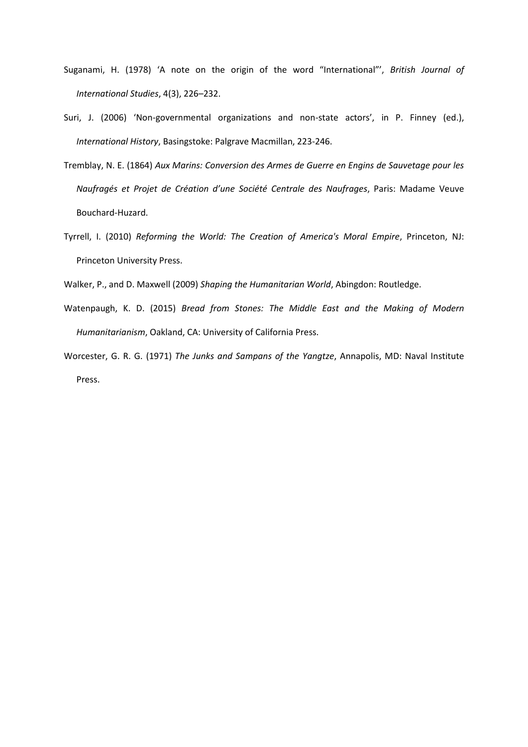Suganami, H. (1978) 'A note on the origin of the word "International"', *British Journal of International Studies*, 4(3), 226–232.

Suri, J. (2006) 'Non-governmental organizations and non-state actors', in P. Finney (ed.), *International History*, Basingstoke: Palgrave Macmillan, 223-246.

Tremblay, N. E. (1864) *Aux Marins: Conversion des Armes de Guerre en Engins de Sauvetage pour les Naufragés et Projet de Création d'une Société Centrale des Naufrages*, Paris: Madame Veuve Bouchard-Huzard.

Tyrrell, I. (2010) *Reforming the World: The Creation of America's Moral Empire*, Princeton, NJ: Princeton University Press.

Walker, P., and D. Maxwell (2009) *Shaping the Humanitarian World*, Abingdon: Routledge.

Watenpaugh, K. D. (2015) *Bread from Stones: The Middle East and the Making of Modern Humanitarianism*, Oakland, CA: University of California Press.

Worcester, G. R. G. (1971) *The Junks and Sampans of the Yangtze*, Annapolis, MD: Naval Institute Press.